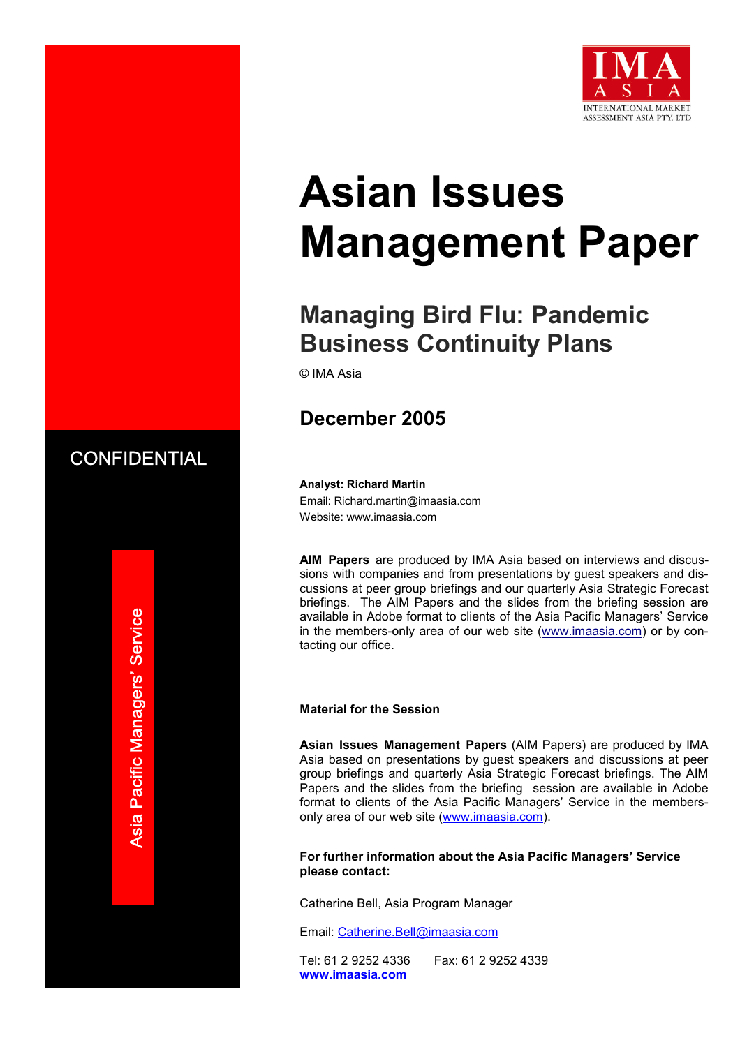IMA ASIA

INTERNATIONAL MARKET ASSESSMENT ASIA PTY. LTD

CONFIDENTIAL

Asia Pacific Managers' Service

# Asian Issues Management Paper

## Managing Bird Flu: Pandemic Business Continuity Plans

© IMA Asia

## December 2005

**Analyst: Richard Martin**
Email: Richard.martin@imaasia.com
Website: www.imaasia.com

**AIM Papers** are produced by IMA Asia based on interviews and discussions with companies and from presentations by guest speakers and discussions at peer group briefings and our quarterly Asia Strategic Forecast briefings. The AIM Papers and the slides from the briefing session are available in Adobe format to clients of the Asia Pacific Managers' Service in the members-only area of our web site (www.imaasia.com) or by contacting our office.

**Material for the Session**

**Asian Issues Management Papers** (AIM Papers) are produced by IMA Asia based on presentations by guest speakers and discussions at peer group briefings and quarterly Asia Strategic Forecast briefings. The AIM Papers and the slides from the briefing session are available in Adobe format to clients of the Asia Pacific Managers' Service in the members-only area of our web site (www.imaasia.com).

**For further information about the Asia Pacific Managers' Service please contact:**

Catherine Bell, Asia Program Manager

Email: Catherine.Bell@imaasia.com

Tel: 61 2 9252 4336 Fax: 61 2 9252 4339
**www.imaasia.com**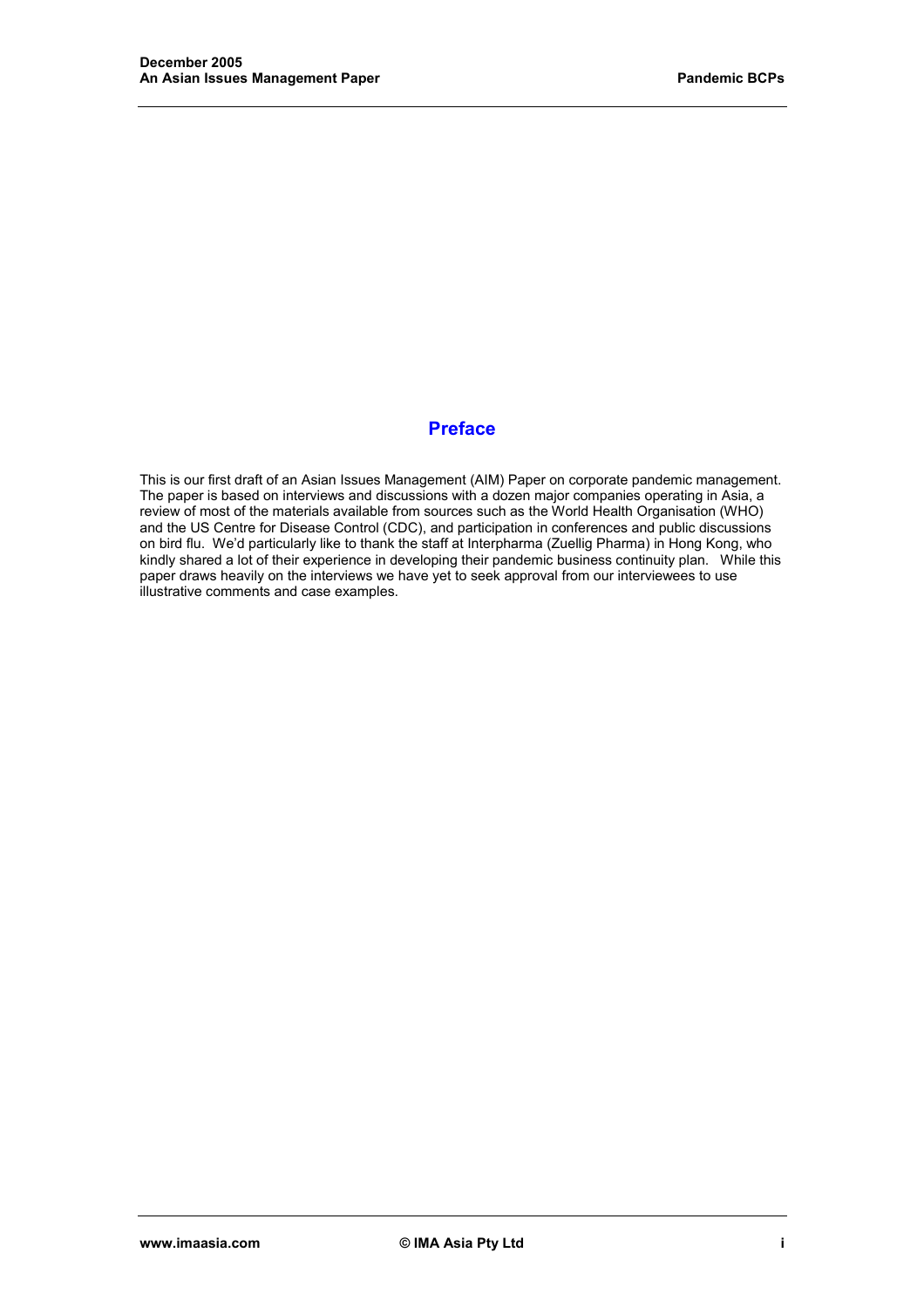## Preface

This is our first draft of an Asian Issues Management (AIM) Paper on corporate pandemic management. The paper is based on interviews and discussions with a dozen major companies operating in Asia, a review of most of the materials available from sources such as the World Health Organisation (WHO) and the US Centre for Disease Control (CDC), and participation in conferences and public discussions on bird flu. We'd particularly like to thank the staff at Interpharma (Zuellig Pharma) in Hong Kong, who kindly shared a lot of their experience in developing their pandemic business continuity plan. While this paper draws heavily on the interviews we have yet to seek approval from our interviewees to use illustrative comments and case examples.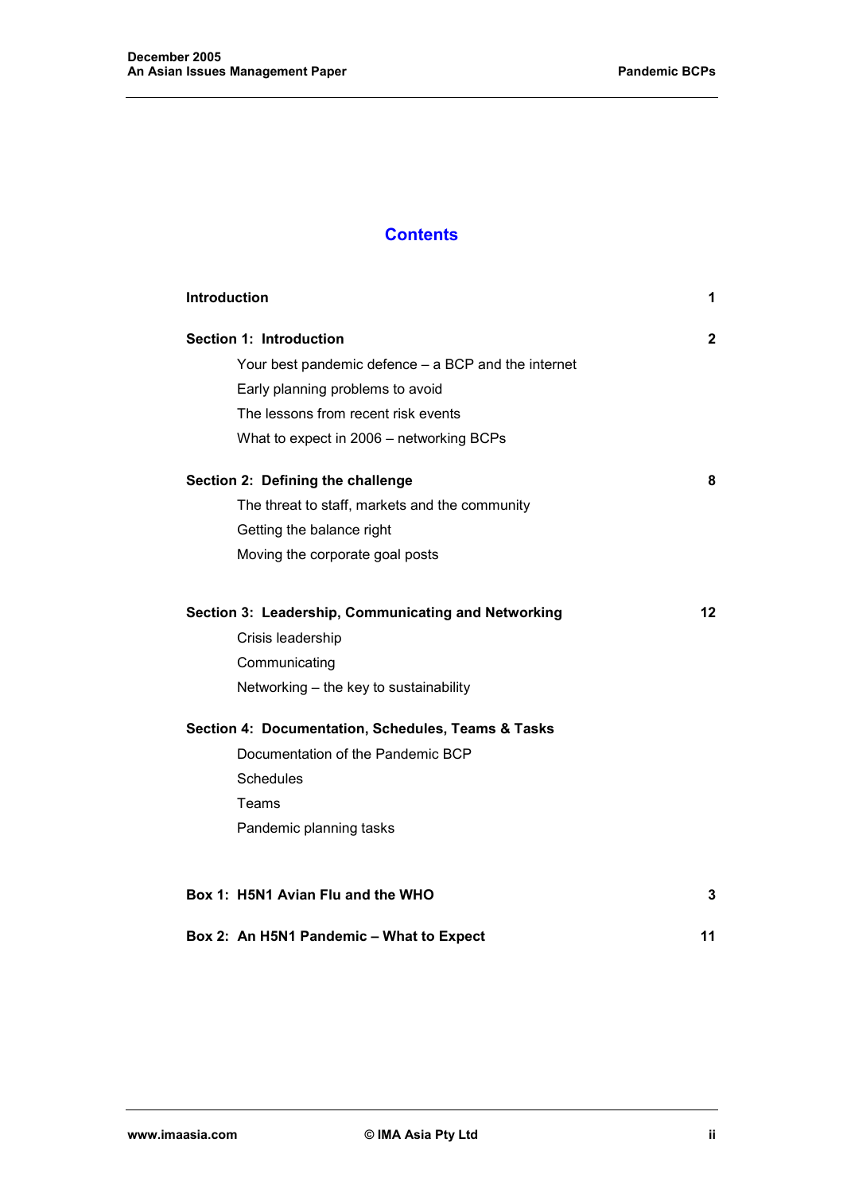# Contents

| | |
|---|---|
| **Introduction** | **1** |
| **Section 1: Introduction** | **2** |
| Your best pandemic defence – a BCP and the internet | |
| Early planning problems to avoid | |
| The lessons from recent risk events | |
| What to expect in 2006 – networking BCPs | |
| **Section 2: Defining the challenge** | **8** |
| The threat to staff, markets and the community | |
| Getting the balance right | |
| Moving the corporate goal posts | |
| **Section 3: Leadership, Communicating and Networking** | **12** |
| Crisis leadership | |
| Communicating | |
| Networking – the key to sustainability | |
| **Section 4: Documentation, Schedules, Teams & Tasks** | |
| Documentation of the Pandemic BCP | |
| Schedules | |
| Teams | |
| Pandemic planning tasks | |
| **Box 1: H5N1 Avian Flu and the WHO** | **3** |
| **Box 2: An H5N1 Pandemic – What to Expect** | **11** |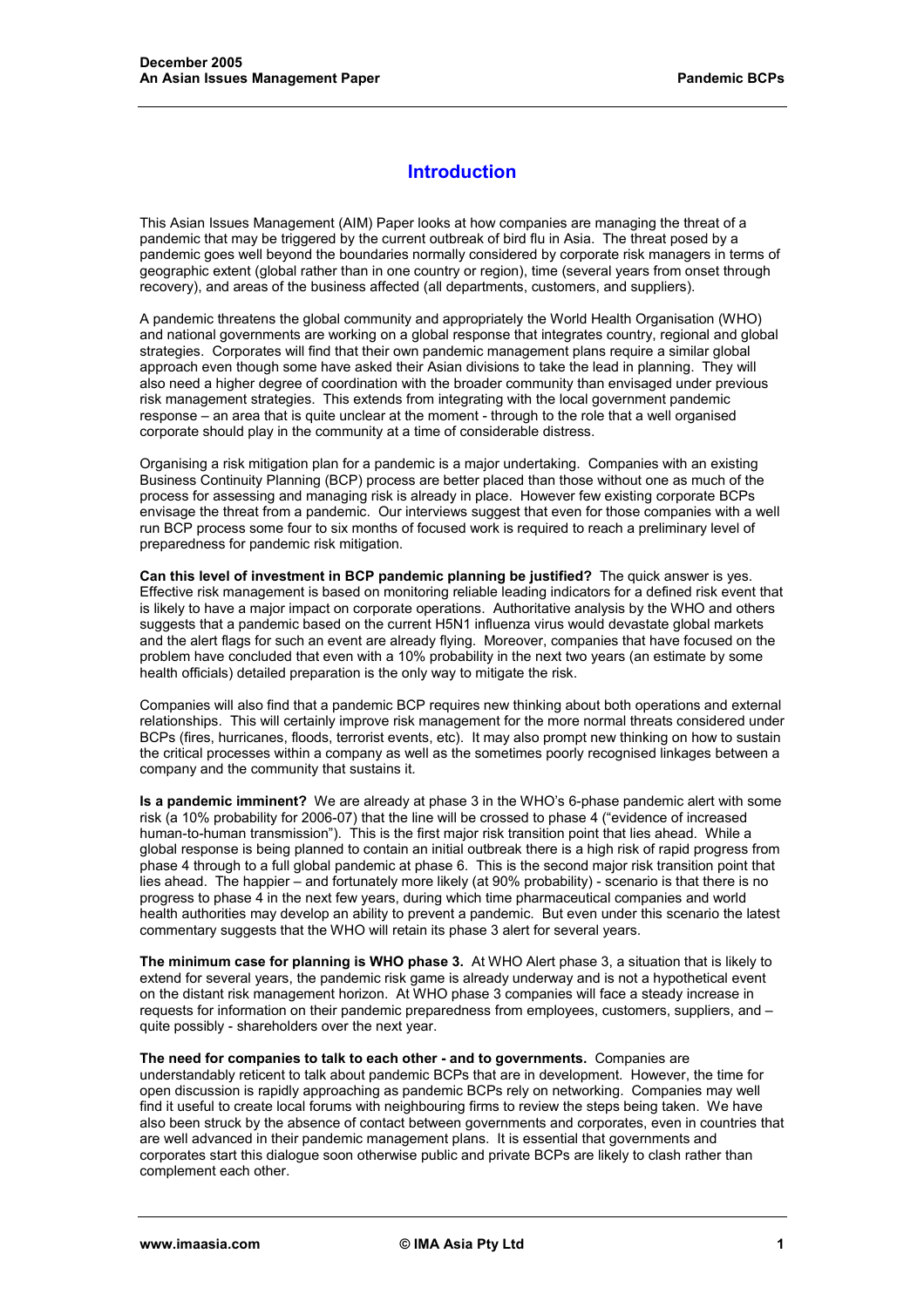# Introduction

This Asian Issues Management (AIM) Paper looks at how companies are managing the threat of a pandemic that may be triggered by the current outbreak of bird flu in Asia. The threat posed by a pandemic goes well beyond the boundaries normally considered by corporate risk managers in terms of geographic extent (global rather than in one country or region), time (several years from onset through recovery), and areas of the business affected (all departments, customers, and suppliers).

A pandemic threatens the global community and appropriately the World Health Organisation (WHO) and national governments are working on a global response that integrates country, regional and global strategies. Corporates will find that their own pandemic management plans require a similar global approach even though some have asked their Asian divisions to take the lead in planning. They will also need a higher degree of coordination with the broader community than envisaged under previous risk management strategies. This extends from integrating with the local government pandemic response – an area that is quite unclear at the moment - through to the role that a well organised corporate should play in the community at a time of considerable distress.

Organising a risk mitigation plan for a pandemic is a major undertaking. Companies with an existing Business Continuity Planning (BCP) process are better placed than those without one as much of the process for assessing and managing risk is already in place. However few existing corporate BCPs envisage the threat from a pandemic. Our interviews suggest that even for those companies with a well run BCP process some four to six months of focused work is required to reach a preliminary level of preparedness for pandemic risk mitigation.

**Can this level of investment in BCP pandemic planning be justified?** The quick answer is yes. Effective risk management is based on monitoring reliable leading indicators for a defined risk event that is likely to have a major impact on corporate operations. Authoritative analysis by the WHO and others suggests that a pandemic based on the current H5N1 influenza virus would devastate global markets and the alert flags for such an event are already flying. Moreover, companies that have focused on the problem have concluded that even with a 10% probability in the next two years (an estimate by some health officials) detailed preparation is the only way to mitigate the risk.

Companies will also find that a pandemic BCP requires new thinking about both operations and external relationships. This will certainly improve risk management for the more normal threats considered under BCPs (fires, hurricanes, floods, terrorist events, etc). It may also prompt new thinking on how to sustain the critical processes within a company as well as the sometimes poorly recognised linkages between a company and the community that sustains it.

**Is a pandemic imminent?** We are already at phase 3 in the WHO's 6-phase pandemic alert with some risk (a 10% probability for 2006-07) that the line will be crossed to phase 4 ("evidence of increased human-to-human transmission"). This is the first major risk transition point that lies ahead. While a global response is being planned to contain an initial outbreak there is a high risk of rapid progress from phase 4 through to a full global pandemic at phase 6. This is the second major risk transition point that lies ahead. The happier – and fortunately more likely (at 90% probability) - scenario is that there is no progress to phase 4 in the next few years, during which time pharmaceutical companies and world health authorities may develop an ability to prevent a pandemic. But even under this scenario the latest commentary suggests that the WHO will retain its phase 3 alert for several years.

**The minimum case for planning is WHO phase 3.** At WHO Alert phase 3, a situation that is likely to extend for several years, the pandemic risk game is already underway and is not a hypothetical event on the distant risk management horizon. At WHO phase 3 companies will face a steady increase in requests for information on their pandemic preparedness from employees, customers, suppliers, and – quite possibly - shareholders over the next year.

**The need for companies to talk to each other - and to governments.** Companies are understandably reticent to talk about pandemic BCPs that are in development. However, the time for open discussion is rapidly approaching as pandemic BCPs rely on networking. Companies may well find it useful to create local forums with neighbouring firms to review the steps being taken. We have also been struck by the absence of contact between governments and corporates, even in countries that are well advanced in their pandemic management plans. It is essential that governments and corporates start this dialogue soon otherwise public and private BCPs are likely to clash rather than complement each other.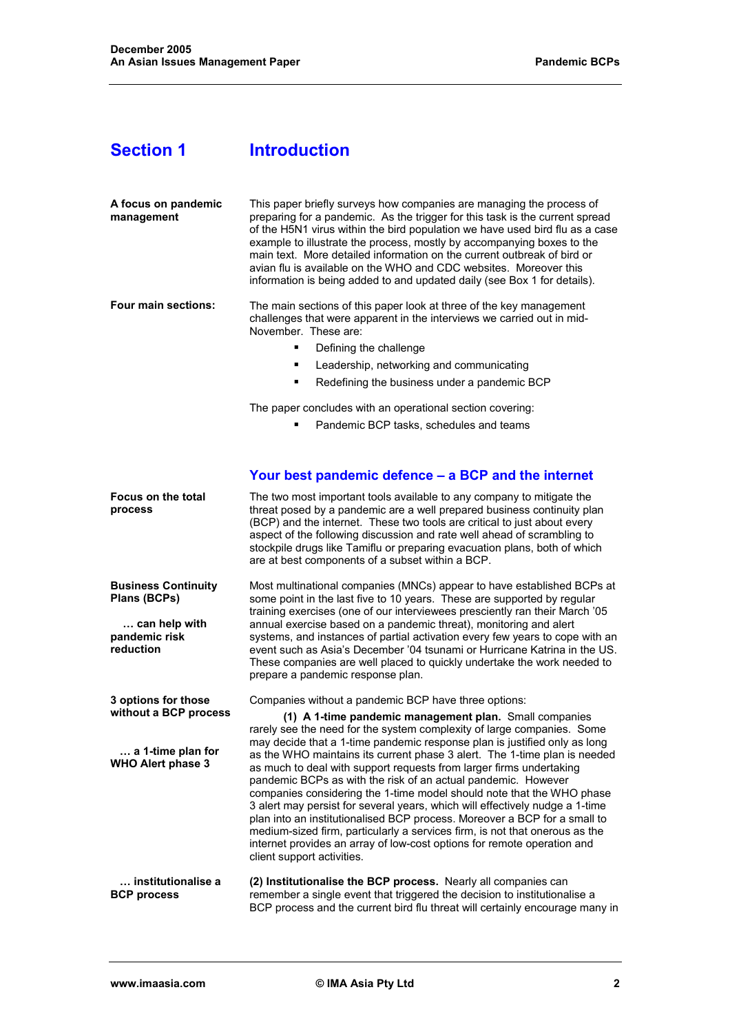## Section 1 Introduction

**A focus on pandemic management**

This paper briefly surveys how companies are managing the process of preparing for a pandemic. As the trigger for this task is the current spread of the H5N1 virus within the bird population we have used bird flu as a case example to illustrate the process, mostly by accompanying boxes to the main text. More detailed information on the current outbreak of bird or avian flu is available on the WHO and CDC websites. Moreover this information is being added to and updated daily (see Box 1 for details).

**Four main sections:**

The main sections of this paper look at three of the key management challenges that were apparent in the interviews we carried out in mid-November. These are:

- Defining the challenge
- Leadership, networking and communicating
- Redefining the business under a pandemic BCP

The paper concludes with an operational section covering:

- Pandemic BCP tasks, schedules and teams

### Your best pandemic defence – a BCP and the internet

**Focus on the total process**

The two most important tools available to any company to mitigate the threat posed by a pandemic are a well prepared business continuity plan (BCP) and the internet. These two tools are critical to just about every aspect of the following discussion and rate well ahead of scrambling to stockpile drugs like Tamiflu or preparing evacuation plans, both of which are at best components of a subset within a BCP.

**Business Continuity Plans (BCPs)**

**… can help with pandemic risk reduction**

Most multinational companies (MNCs) appear to have established BCPs at some point in the last five to 10 years. These are supported by regular training exercises (one of our interviewees presciently ran their March '05 annual exercise based on a pandemic threat), monitoring and alert systems, and instances of partial activation every few years to cope with an event such as Asia's December '04 tsunami or Hurricane Katrina in the US. These companies are well placed to quickly undertake the work needed to prepare a pandemic response plan.

**3 options for those without a BCP process**

**… a 1-time plan for WHO Alert phase 3**

Companies without a pandemic BCP have three options:

**(1) A 1-time pandemic management plan.** Small companies rarely see the need for the system complexity of large companies. Some may decide that a 1-time pandemic response plan is justified only as long as the WHO maintains its current phase 3 alert. The 1-time plan is needed as much to deal with support requests from larger firms undertaking pandemic BCPs as with the risk of an actual pandemic. However companies considering the 1-time model should note that the WHO phase 3 alert may persist for several years, which will effectively nudge a 1-time plan into an institutionalised BCP process. Moreover a BCP for a small to medium-sized firm, particularly a services firm, is not that onerous as the internet provides an array of low-cost options for remote operation and client support activities.

**… institutionalise a BCP process**

**(2) Institutionalise the BCP process.** Nearly all companies can remember a single event that triggered the decision to institutionalise a BCP process and the current bird flu threat will certainly encourage many in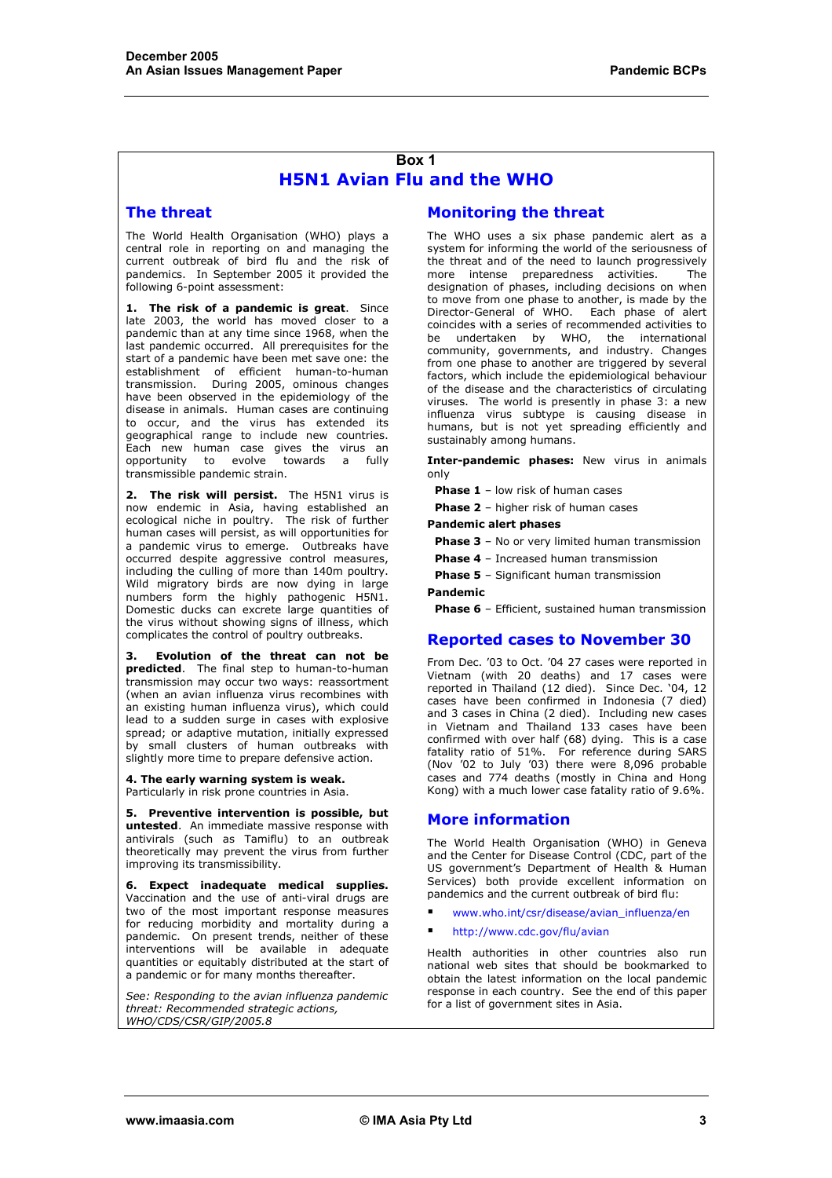## Box 1

# H5N1 Avian Flu and the WHO

## The threat

The World Health Organisation (WHO) plays a central role in reporting on and managing the current outbreak of bird flu and the risk of pandemics. In September 2005 it provided the following 6-point assessment:

**1. The risk of a pandemic is great**. Since late 2003, the world has moved closer to a pandemic than at any time since 1968, when the last pandemic occurred. All prerequisites for the start of a pandemic have been met save one: the establishment of efficient human-to-human transmission. During 2005, ominous changes have been observed in the epidemiology of the disease in animals. Human cases are continuing to occur, and the virus has extended its geographical range to include new countries. Each new human case gives the virus an opportunity to evolve towards a fully transmissible pandemic strain.

**2. The risk will persist.** The H5N1 virus is now endemic in Asia, having established an ecological niche in poultry. The risk of further human cases will persist, as will opportunities for a pandemic virus to emerge. Outbreaks have occurred despite aggressive control measures, including the culling of more than 140m poultry. Wild migratory birds are now dying in large numbers form the highly pathogenic H5N1. Domestic ducks can excrete large quantities of the virus without showing signs of illness, which complicates the control of poultry outbreaks.

**3. Evolution of the threat can not be predicted**. The final step to human-to-human transmission may occur two ways: reassortment (when an avian influenza virus recombines with an existing human influenza virus), which could lead to a sudden surge in cases with explosive spread; or adaptive mutation, initially expressed by small clusters of human outbreaks with slightly more time to prepare defensive action.

**4. The early warning system is weak.** Particularly in risk prone countries in Asia.

**5. Preventive intervention is possible, but untested**. An immediate massive response with antivirals (such as Tamiflu) to an outbreak theoretically may prevent the virus from further improving its transmissibility.

**6. Expect inadequate medical supplies.** Vaccination and the use of anti-viral drugs are two of the most important response measures for reducing morbidity and mortality during a pandemic. On present trends, neither of these interventions will be available in adequate quantities or equitably distributed at the start of a pandemic or for many months thereafter.

*See: Responding to the avian influenza pandemic threat: Recommended strategic actions, WHO/CDS/CSR/GIP/2005.8*

## Monitoring the threat

The WHO uses a six phase pandemic alert as a system for informing the world of the seriousness of the threat and of the need to launch progressively more intense preparedness activities. The designation of phases, including decisions on when to move from one phase to another, is made by the Director-General of WHO. Each phase of alert coincides with a series of recommended activities to be undertaken by WHO, the international community, governments, and industry. Changes from one phase to another are triggered by several factors, which include the epidemiological behaviour of the disease and the characteristics of circulating viruses. The world is presently in phase 3: a new influenza virus subtype is causing disease in humans, but is not yet spreading efficiently and sustainably among humans.

**Inter-pandemic phases:** New virus in animals only

- **Phase 1** – low risk of human cases
- **Phase 2** – higher risk of human cases

**Pandemic alert phases**

- **Phase 3** – No or very limited human transmission
- **Phase 4** – Increased human transmission
- **Phase 5** – Significant human transmission

**Pandemic**

- **Phase 6** – Efficient, sustained human transmission

## Reported cases to November 30

From Dec. '03 to Oct. '04 27 cases were reported in Vietnam (with 20 deaths) and 17 cases were reported in Thailand (12 died). Since Dec. '04, 12 cases have been confirmed in Indonesia (7 died) and 3 cases in China (2 died). Including new cases in Vietnam and Thailand 133 cases have been confirmed with over half (68) dying. This is a case fatality ratio of 51%. For reference during SARS (Nov '02 to July '03) there were 8,096 probable cases and 774 deaths (mostly in China and Hong Kong) with a much lower case fatality ratio of 9.6%.

## More information

The World Health Organisation (WHO) in Geneva and the Center for Disease Control (CDC, part of the US government's Department of Health & Human Services) both provide excellent information on pandemics and the current outbreak of bird flu:

- www.who.int/csr/disease/avian_influenza/en
- http://www.cdc.gov/flu/avian

Health authorities in other countries also run national web sites that should be bookmarked to obtain the latest information on the local pandemic response in each country. See the end of this paper for a list of government sites in Asia.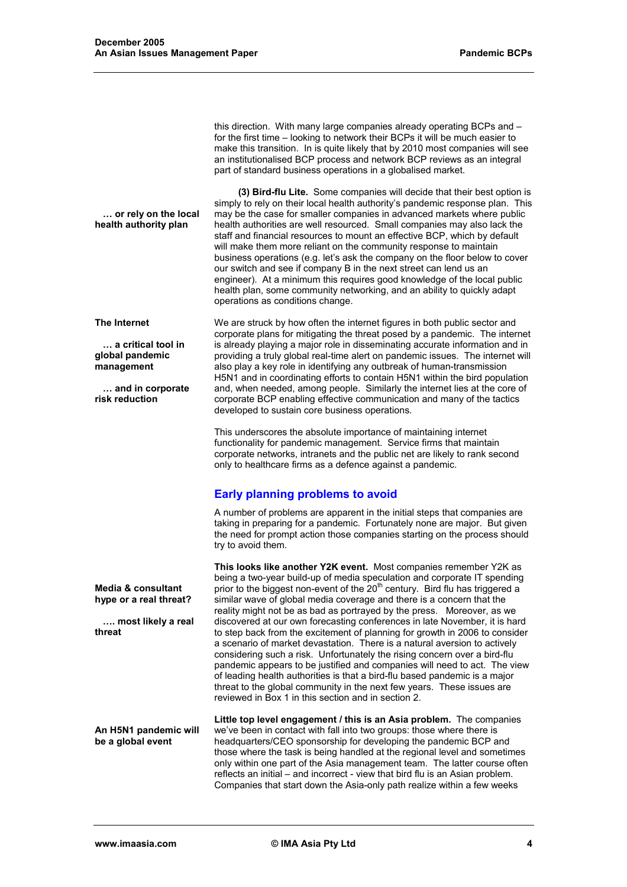this direction. With many large companies already operating BCPs and – for the first time – looking to network their BCPs it will be much easier to make this transition. In is quite likely that by 2010 most companies will see an institutionalised BCP process and network BCP reviews as an integral part of standard business operations in a globalised market.

**… or rely on the local health authority plan**

**(3) Bird-flu Lite.** Some companies will decide that their best option is simply to rely on their local health authority's pandemic response plan. This may be the case for smaller companies in advanced markets where public health authorities are well resourced. Small companies may also lack the staff and financial resources to mount an effective BCP, which by default will make them more reliant on the community response to maintain business operations (e.g. let's ask the company on the floor below to cover our switch and see if company B in the next street can lend us an engineer). At a minimum this requires good knowledge of the local public health plan, some community networking, and an ability to quickly adapt operations as conditions change.

**The Internet**

**… a critical tool in global pandemic management**

**… and in corporate risk reduction**

We are struck by how often the internet figures in both public sector and corporate plans for mitigating the threat posed by a pandemic. The internet is already playing a major role in disseminating accurate information and in providing a truly global real-time alert on pandemic issues. The internet will also play a key role in identifying any outbreak of human-transmission H5N1 and in coordinating efforts to contain H5N1 within the bird population and, when needed, among people. Similarly the internet lies at the core of corporate BCP enabling effective communication and many of the tactics developed to sustain core business operations.

This underscores the absolute importance of maintaining internet functionality for pandemic management. Service firms that maintain corporate networks, intranets and the public net are likely to rank second only to healthcare firms as a defence against a pandemic.

## Early planning problems to avoid

A number of problems are apparent in the initial steps that companies are taking in preparing for a pandemic. Fortunately none are major. But given the need for prompt action those companies starting on the process should try to avoid them.

**Media & consultant hype or a real threat?**

**…. most likely a real threat**

**This looks like another Y2K event.** Most companies remember Y2K as being a two-year build-up of media speculation and corporate IT spending prior to the biggest non-event of the 20th century. Bird flu has triggered a similar wave of global media coverage and there is a concern that the reality might not be as bad as portrayed by the press. Moreover, as we discovered at our own forecasting conferences in late November, it is hard to step back from the excitement of planning for growth in 2006 to consider a scenario of market devastation. There is a natural aversion to actively considering such a risk. Unfortunately the rising concern over a bird-flu pandemic appears to be justified and companies will need to act. The view of leading health authorities is that a bird-flu based pandemic is a major threat to the global community in the next few years. These issues are reviewed in Box 1 in this section and in section 2.

**An H5N1 pandemic will be a global event**

**Little top level engagement / this is an Asia problem.** The companies we've been in contact with fall into two groups: those where there is headquarters/CEO sponsorship for developing the pandemic BCP and those where the task is being handled at the regional level and sometimes only within one part of the Asia management team. The latter course often reflects an initial – and incorrect - view that bird flu is an Asian problem. Companies that start down the Asia-only path realize within a few weeks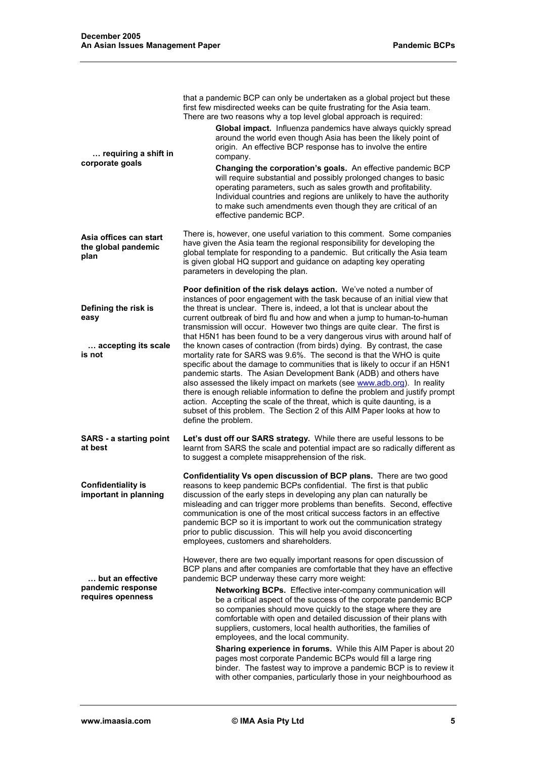that a pandemic BCP can only be undertaken as a global project but these first few misdirected weeks can be quite frustrating for the Asia team. There are two reasons why a top level global approach is required:

**… requiring a shift in corporate goals**

> **Global impact.** Influenza pandemics have always quickly spread around the world even though Asia has been the likely point of origin. An effective BCP response has to involve the entire company.
>
> **Changing the corporation's goals.** An effective pandemic BCP will require substantial and possibly prolonged changes to basic operating parameters, such as sales growth and profitability. Individual countries and regions are unlikely to have the authority to make such amendments even though they are critical of an effective pandemic BCP.

**Asia offices can start the global pandemic plan**

There is, however, one useful variation to this comment. Some companies have given the Asia team the regional responsibility for developing the global template for responding to a pandemic. But critically the Asia team is given global HQ support and guidance on adapting key operating parameters in developing the plan.

**Defining the risk is easy**

**… accepting its scale is not**

**Poor definition of the risk delays action.** We've noted a number of instances of poor engagement with the task because of an initial view that the threat is unclear. There is, indeed, a lot that is unclear about the current outbreak of bird flu and how and when a jump to human-to-human transmission will occur. However two things are quite clear. The first is that H5N1 has been found to be a very dangerous virus with around half of the known cases of contraction (from birds) dying. By contrast, the case mortality rate for SARS was 9.6%. The second is that the WHO is quite specific about the damage to communities that is likely to occur if an H5N1 pandemic starts. The Asian Development Bank (ADB) and others have also assessed the likely impact on markets (see www.adb.org). In reality there is enough reliable information to define the problem and justify prompt action. Accepting the scale of the threat, which is quite daunting, is a subset of this problem. The Section 2 of this AIM Paper looks at how to define the problem.

**SARS - a starting point at best**

**Let's dust off our SARS strategy.** While there are useful lessons to be learnt from SARS the scale and potential impact are so radically different as to suggest a complete misapprehension of the risk.

**Confidentiality is important in planning**

**Confidentiality Vs open discussion of BCP plans.** There are two good reasons to keep pandemic BCPs confidential. The first is that public discussion of the early steps in developing any plan can naturally be misleading and can trigger more problems than benefits. Second, effective communication is one of the most critical success factors in an effective pandemic BCP so it is important to work out the communication strategy prior to public discussion. This will help you avoid disconcerting employees, customers and shareholders.

**… but an effective pandemic response requires openness**

However, there are two equally important reasons for open discussion of BCP plans and after companies are comfortable that they have an effective pandemic BCP underway these carry more weight:

> **Networking BCPs.** Effective inter-company communication will be a critical aspect of the success of the corporate pandemic BCP so companies should move quickly to the stage where they are comfortable with open and detailed discussion of their plans with suppliers, customers, local health authorities, the families of employees, and the local community.
>
> **Sharing experience in forums.** While this AIM Paper is about 20 pages most corporate Pandemic BCPs would fill a large ring binder. The fastest way to improve a pandemic BCP is to review it with other companies, particularly those in your neighbourhood as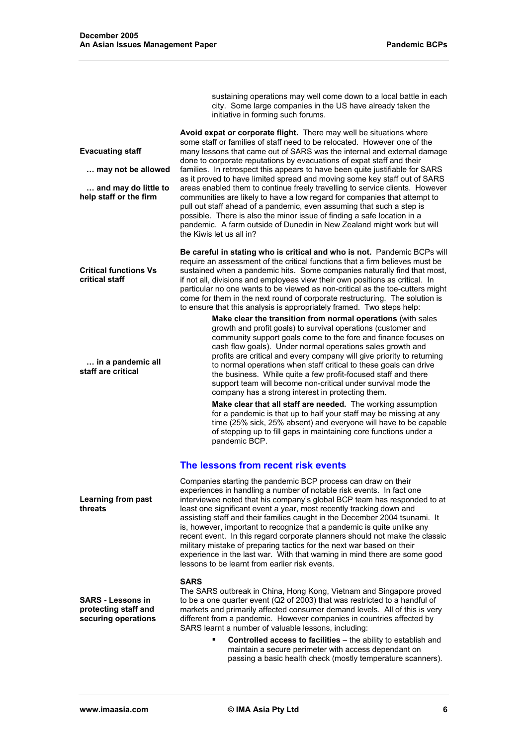sustaining operations may well come down to a local battle in each city. Some large companies in the US have already taken the initiative in forming such forums.

**Evacuating staff**

**… may not be allowed**

**… and may do little to help staff or the firm**

**Avoid expat or corporate flight.** There may well be situations where some staff or families of staff need to be relocated. However one of the many lessons that came out of SARS was the internal and external damage done to corporate reputations by evacuations of expat staff and their families. In retrospect this appears to have been quite justifiable for SARS as it proved to have limited spread and moving some key staff out of SARS areas enabled them to continue freely travelling to service clients. However communities are likely to have a low regard for companies that attempt to pull out staff ahead of a pandemic, even assuming that such a step is possible. There is also the minor issue of finding a safe location in a pandemic. A farm outside of Dunedin in New Zealand might work but will the Kiwis let us all in?

**Critical functions Vs critical staff**

**Be careful in stating who is critical and who is not.** Pandemic BCPs will require an assessment of the critical functions that a firm believes must be sustained when a pandemic hits. Some companies naturally find that most, if not all, divisions and employees view their own positions as critical. In particular no one wants to be viewed as non-critical as the toe-cutters might come for them in the next round of corporate restructuring. The solution is to ensure that this analysis is appropriately framed. Two steps help:

**… in a pandemic all staff are critical**

> **Make clear the transition from normal operations** (with sales growth and profit goals) to survival operations (customer and community support goals come to the fore and finance focuses on cash flow goals). Under normal operations sales growth and profits are critical and every company will give priority to returning to normal operations when staff critical to these goals can drive the business. While quite a few profit-focused staff and there support team will become non-critical under survival mode the company has a strong interest in protecting them.
>
> **Make clear that all staff are needed.** The working assumption for a pandemic is that up to half your staff may be missing at any time (25% sick, 25% absent) and everyone will have to be capable of stepping up to fill gaps in maintaining core functions under a pandemic BCP.

## The lessons from recent risk events

**Learning from past threats**

Companies starting the pandemic BCP process can draw on their experiences in handling a number of notable risk events. In fact one interviewee noted that his company's global BCP team has responded to at least one significant event a year, most recently tracking down and assisting staff and their families caught in the December 2004 tsunami. It is, however, important to recognize that a pandemic is quite unlike any recent event. In this regard corporate planners should not make the classic military mistake of preparing tactics for the next war based on their experience in the last war. With that warning in mind there are some good lessons to be learnt from earlier risk events.

### SARS

**SARS - Lessons in protecting staff and securing operations**

The SARS outbreak in China, Hong Kong, Vietnam and Singapore proved to be a one quarter event (Q2 of 2003) that was restricted to a handful of markets and primarily affected consumer demand levels. All of this is very different from a pandemic. However companies in countries affected by SARS learnt a number of valuable lessons, including:

- **Controlled access to facilities** – the ability to establish and maintain a secure perimeter with access dependant on passing a basic health check (mostly temperature scanners).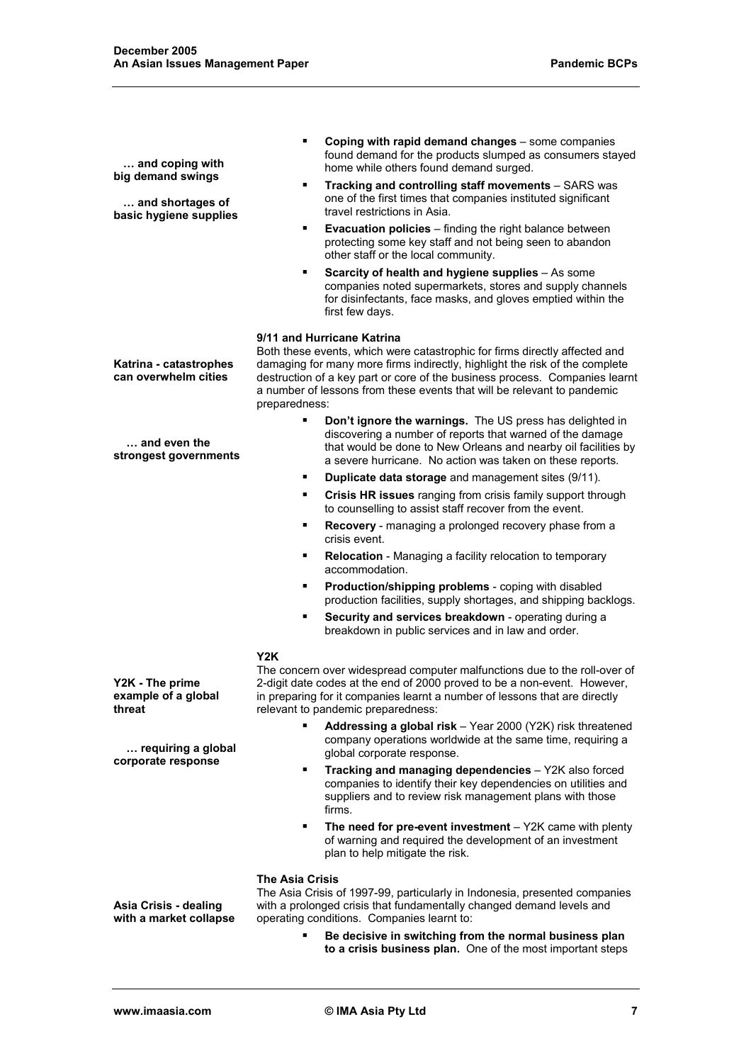*… and coping with big demand swings*

*… and shortages of basic hygiene supplies*

- **Coping with rapid demand changes** – some companies found demand for the products slumped as consumers stayed home while others found demand surged.
- **Tracking and controlling staff movements** – SARS was one of the first times that companies instituted significant travel restrictions in Asia.
- **Evacuation policies** – finding the right balance between protecting some key staff and not being seen to abandon other staff or the local community.
- **Scarcity of health and hygiene supplies** – As some companies noted supermarkets, stores and supply channels for disinfectants, face masks, and gloves emptied within the first few days.

### 9/11 and Hurricane Katrina

*Katrina - catastrophes can overwhelm cities*

*… and even the strongest governments*

Both these events, which were catastrophic for firms directly affected and damaging for many more firms indirectly, highlight the risk of the complete destruction of a key part or core of the business process. Companies learnt a number of lessons from these events that will be relevant to pandemic preparedness:

- **Don't ignore the warnings.** The US press has delighted in discovering a number of reports that warned of the damage that would be done to New Orleans and nearby oil facilities by a severe hurricane. No action was taken on these reports.
- **Duplicate data storage** and management sites (9/11).
- **Crisis HR issues** ranging from crisis family support through to counselling to assist staff recover from the event.
- **Recovery** - managing a prolonged recovery phase from a crisis event.
- **Relocation** - Managing a facility relocation to temporary accommodation.
- **Production/shipping problems** - coping with disabled production facilities, supply shortages, and shipping backlogs.
- **Security and services breakdown** - operating during a breakdown in public services and in law and order.

### Y2K

*Y2K - The prime example of a global threat*

*… requiring a global corporate response*

The concern over widespread computer malfunctions due to the roll-over of 2-digit date codes at the end of 2000 proved to be a non-event. However, in preparing for it companies learnt a number of lessons that are directly relevant to pandemic preparedness:

- **Addressing a global risk** – Year 2000 (Y2K) risk threatened company operations worldwide at the same time, requiring a global corporate response.
- **Tracking and managing dependencies** – Y2K also forced companies to identify their key dependencies on utilities and suppliers and to review risk management plans with those firms.
- **The need for pre-event investment** – Y2K came with plenty of warning and required the development of an investment plan to help mitigate the risk.

### The Asia Crisis

*Asia Crisis - dealing with a market collapse*

The Asia Crisis of 1997-99, particularly in Indonesia, presented companies with a prolonged crisis that fundamentally changed demand levels and operating conditions. Companies learnt to:

- **Be decisive in switching from the normal business plan to a crisis business plan.** One of the most important steps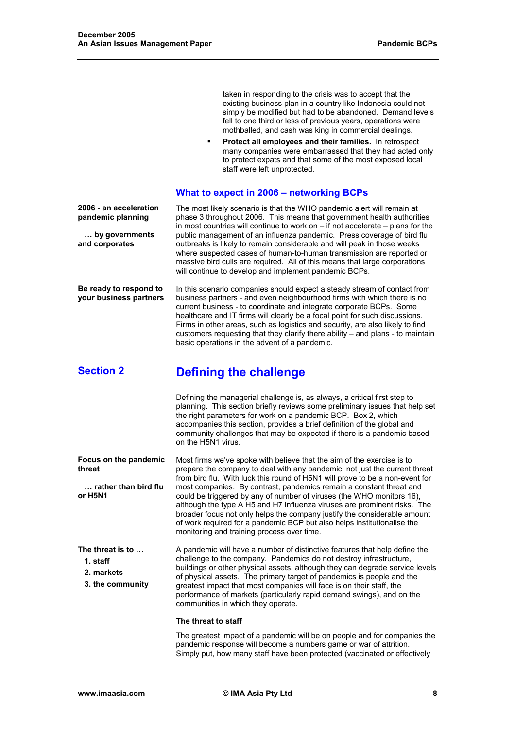taken in responding to the crisis was to accept that the existing business plan in a country like Indonesia could not simply be modified but had to be abandoned. Demand levels fell to one third or less of previous years, operations were mothballed, and cash was king in commercial dealings.

- **Protect all employees and their families.** In retrospect many companies were embarrassed that they had acted only to protect expats and that some of the most exposed local staff were left unprotected.

### What to expect in 2006 – networking BCPs

**2006 - an acceleration pandemic planning**

**… by governments and corporates**

The most likely scenario is that the WHO pandemic alert will remain at phase 3 throughout 2006. This means that government health authorities in most countries will continue to work on – if not accelerate – plans for the public management of an influenza pandemic. Press coverage of bird flu outbreaks is likely to remain considerable and will peak in those weeks where suspected cases of human-to-human transmission are reported or massive bird culls are required. All of this means that large corporations will continue to develop and implement pandemic BCPs.

**Be ready to respond to your business partners**

In this scenario companies should expect a steady stream of contact from business partners - and even neighbourhood firms with which there is no current business - to coordinate and integrate corporate BCPs. Some healthcare and IT firms will clearly be a focal point for such discussions. Firms in other areas, such as logistics and security, are also likely to find customers requesting that they clarify there ability – and plans - to maintain basic operations in the advent of a pandemic.

## Section 2 — Defining the challenge

Defining the managerial challenge is, as always, a critical first step to planning. This section briefly reviews some preliminary issues that help set the right parameters for work on a pandemic BCP. Box 2, which accompanies this section, provides a brief definition of the global and community challenges that may be expected if there is a pandemic based on the H5N1 virus.

**Focus on the pandemic threat**

**… rather than bird flu or H5N1**

Most firms we've spoke with believe that the aim of the exercise is to prepare the company to deal with any pandemic, not just the current threat from bird flu. With luck this round of H5N1 will prove to be a non-event for most companies. By contrast, pandemics remain a constant threat and could be triggered by any of number of viruses (the WHO monitors 16), although the type A H5 and H7 influenza viruses are prominent risks. The broader focus not only helps the company justify the considerable amount of work required for a pandemic BCP but also helps institutionalise the monitoring and training process over time.

**The threat is to …**

1. **staff**
2. **markets**
3. **the community**

A pandemic will have a number of distinctive features that help define the challenge to the company. Pandemics do not destroy infrastructure, buildings or other physical assets, although they can degrade service levels of physical assets. The primary target of pandemics is people and the greatest impact that most companies will face is on their staff, the performance of markets (particularly rapid demand swings), and on the communities in which they operate.

#### The threat to staff

The greatest impact of a pandemic will be on people and for companies the pandemic response will become a numbers game or war of attrition. Simply put, how many staff have been protected (vaccinated or effectively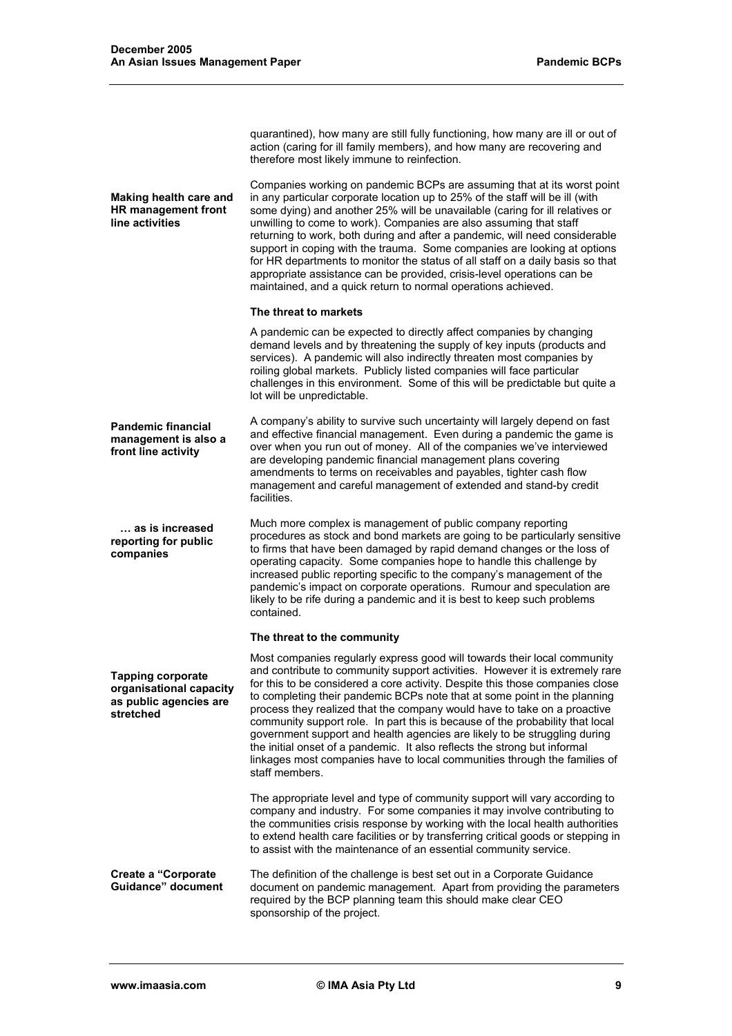quarantined), how many are still fully functioning, how many are ill or out of action (caring for ill family members), and how many are recovering and therefore most likely immune to reinfection.

**Making health care and HR management front line activities**

Companies working on pandemic BCPs are assuming that at its worst point in any particular corporate location up to 25% of the staff will be ill (with some dying) and another 25% will be unavailable (caring for ill relatives or unwilling to come to work). Companies are also assuming that staff returning to work, both during and after a pandemic, will need considerable support in coping with the trauma. Some companies are looking at options for HR departments to monitor the status of all staff on a daily basis so that appropriate assistance can be provided, crisis-level operations can be maintained, and a quick return to normal operations achieved.

### The threat to markets

A pandemic can be expected to directly affect companies by changing demand levels and by threatening the supply of key inputs (products and services). A pandemic will also indirectly threaten most companies by roiling global markets. Publicly listed companies will face particular challenges in this environment. Some of this will be predictable but quite a lot will be unpredictable.

**Pandemic financial management is also a front line activity**

A company's ability to survive such uncertainty will largely depend on fast and effective financial management. Even during a pandemic the game is over when you run out of money. All of the companies we've interviewed are developing pandemic financial management plans covering amendments to terms on receivables and payables, tighter cash flow management and careful management of extended and stand-by credit facilities.

**… as is increased reporting for public companies**

Much more complex is management of public company reporting procedures as stock and bond markets are going to be particularly sensitive to firms that have been damaged by rapid demand changes or the loss of operating capacity. Some companies hope to handle this challenge by increased public reporting specific to the company's management of the pandemic's impact on corporate operations. Rumour and speculation are likely to be rife during a pandemic and it is best to keep such problems contained.

### The threat to the community

**Tapping corporate organisational capacity as public agencies are stretched**

Most companies regularly express good will towards their local community and contribute to community support activities. However it is extremely rare for this to be considered a core activity. Despite this those companies close to completing their pandemic BCPs note that at some point in the planning process they realized that the company would have to take on a proactive community support role. In part this is because of the probability that local government support and health agencies are likely to be struggling during the initial onset of a pandemic. It also reflects the strong but informal linkages most companies have to local communities through the families of staff members.

The appropriate level and type of community support will vary according to company and industry. For some companies it may involve contributing to the communities crisis response by working with the local health authorities to extend health care facilities or by transferring critical goods or stepping in to assist with the maintenance of an essential community service.

**Create a "Corporate Guidance" document**

The definition of the challenge is best set out in a Corporate Guidance document on pandemic management. Apart from providing the parameters required by the BCP planning team this should make clear CEO sponsorship of the project.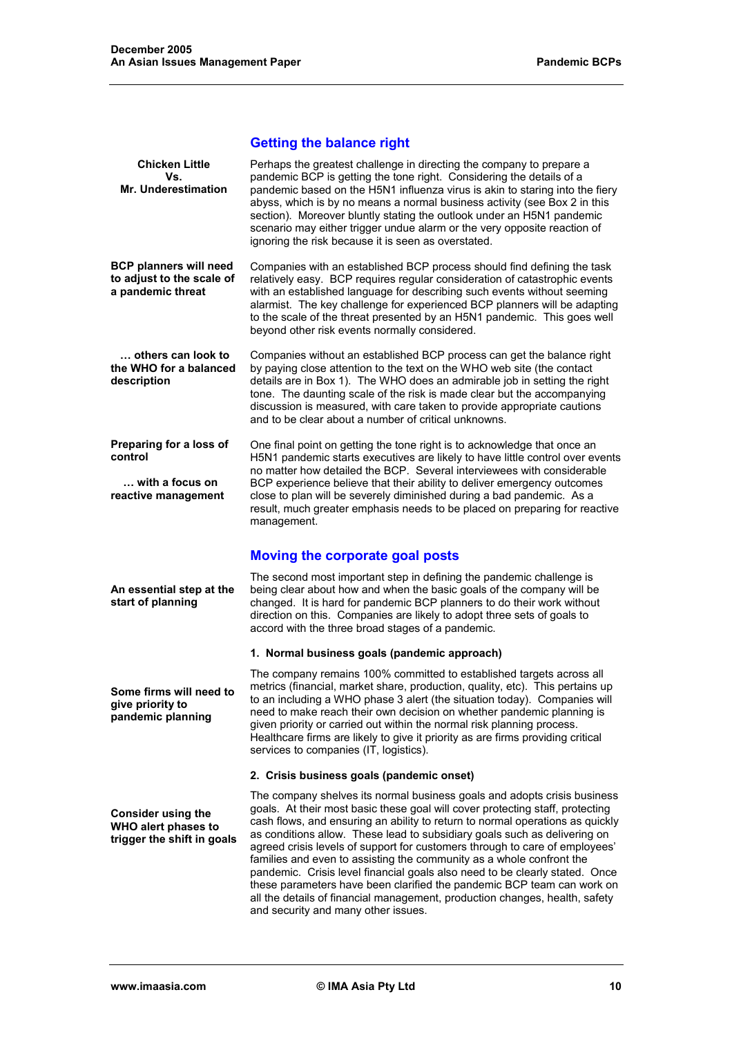## Getting the balance right

**Chicken Little Vs. Mr. Underestimation**

Perhaps the greatest challenge in directing the company to prepare a pandemic BCP is getting the tone right. Considering the details of a pandemic based on the H5N1 influenza virus is akin to staring into the fiery abyss, which is by no means a normal business activity (see Box 2 in this section). Moreover bluntly stating the outlook under an H5N1 pandemic scenario may either trigger undue alarm or the very opposite reaction of ignoring the risk because it is seen as overstated.

**BCP planners will need to adjust to the scale of a pandemic threat**

Companies with an established BCP process should find defining the task relatively easy. BCP requires regular consideration of catastrophic events with an established language for describing such events without seeming alarmist. The key challenge for experienced BCP planners will be adapting to the scale of the threat presented by an H5N1 pandemic. This goes well beyond other risk events normally considered.

**… others can look to the WHO for a balanced description**

Companies without an established BCP process can get the balance right by paying close attention to the text on the WHO web site (the contact details are in Box 1). The WHO does an admirable job in setting the right tone. The daunting scale of the risk is made clear but the accompanying discussion is measured, with care taken to provide appropriate cautions and to be clear about a number of critical unknowns.

**Preparing for a loss of control**

**… with a focus on reactive management**

One final point on getting the tone right is to acknowledge that once an H5N1 pandemic starts executives are likely to have little control over events no matter how detailed the BCP. Several interviewees with considerable BCP experience believe that their ability to deliver emergency outcomes close to plan will be severely diminished during a bad pandemic. As a result, much greater emphasis needs to be placed on preparing for reactive management.

## Moving the corporate goal posts

**An essential step at the start of planning**

The second most important step in defining the pandemic challenge is being clear about how and when the basic goals of the company will be changed. It is hard for pandemic BCP planners to do their work without direction on this. Companies are likely to adopt three sets of goals to accord with the three broad stages of a pandemic.

### 1. Normal business goals (pandemic approach)

**Some firms will need to give priority to pandemic planning**

The company remains 100% committed to established targets across all metrics (financial, market share, production, quality, etc). This pertains up to an including a WHO phase 3 alert (the situation today). Companies will need to make reach their own decision on whether pandemic planning is given priority or carried out within the normal risk planning process. Healthcare firms are likely to give it priority as are firms providing critical services to companies (IT, logistics).

### 2. Crisis business goals (pandemic onset)

**Consider using the WHO alert phases to trigger the shift in goals**

The company shelves its normal business goals and adopts crisis business goals. At their most basic these goal will cover protecting staff, protecting cash flows, and ensuring an ability to return to normal operations as quickly as conditions allow. These lead to subsidiary goals such as delivering on agreed crisis levels of support for customers through to care of employees' families and even to assisting the community as a whole confront the pandemic. Crisis level financial goals also need to be clearly stated. Once these parameters have been clarified the pandemic BCP team can work on all the details of financial management, production changes, health, safety and security and many other issues.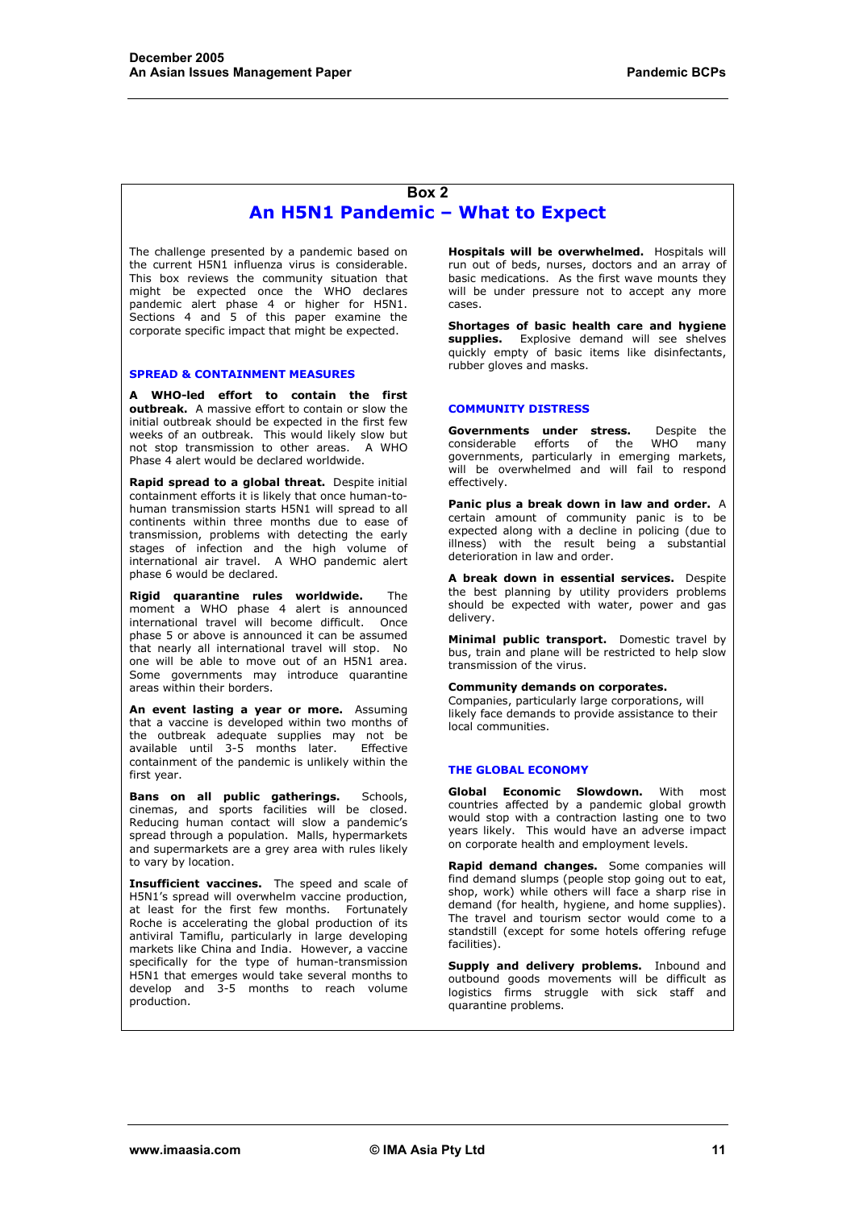## Box 2

# An H5N1 Pandemic – What to Expect

The challenge presented by a pandemic based on the current H5N1 influenza virus is considerable. This box reviews the community situation that might be expected once the WHO declares pandemic alert phase 4 or higher for H5N1. Sections 4 and 5 of this paper examine the corporate specific impact that might be expected.

### SPREAD & CONTAINMENT MEASURES

**A WHO-led effort to contain the first outbreak.** A massive effort to contain or slow the initial outbreak should be expected in the first few weeks of an outbreak. This would likely slow but not stop transmission to other areas. A WHO Phase 4 alert would be declared worldwide.

**Rapid spread to a global threat.** Despite initial containment efforts it is likely that once human-to-human transmission starts H5N1 will spread to all continents within three months due to ease of transmission, problems with detecting the early stages of infection and the high volume of international air travel. A WHO pandemic alert phase 6 would be declared.

**Rigid quarantine rules worldwide.** The moment a WHO phase 4 alert is announced international travel will become difficult. Once phase 5 or above is announced it can be assumed that nearly all international travel will stop. No one will be able to move out of an H5N1 area. Some governments may introduce quarantine areas within their borders.

**An event lasting a year or more.** Assuming that a vaccine is developed within two months of the outbreak adequate supplies may not be available until 3-5 months later. Effective containment of the pandemic is unlikely within the first year.

**Bans on all public gatherings.** Schools, cinemas, and sports facilities will be closed. Reducing human contact will slow a pandemic's spread through a population. Malls, hypermarkets and supermarkets are a grey area with rules likely to vary by location.

**Insufficient vaccines.** The speed and scale of H5N1's spread will overwhelm vaccine production, at least for the first few months. Fortunately Roche is accelerating the global production of its antiviral Tamiflu, particularly in large developing markets like China and India. However, a vaccine specifically for the type of human-transmission H5N1 that emerges would take several months to develop and 3-5 months to reach volume production.

**Hospitals will be overwhelmed.** Hospitals will run out of beds, nurses, doctors and an array of basic medications. As the first wave mounts they will be under pressure not to accept any more cases.

**Shortages of basic health care and hygiene supplies.** Explosive demand will see shelves quickly empty of basic items like disinfectants, rubber gloves and masks.

### COMMUNITY DISTRESS

**Governments under stress.** Despite the considerable efforts of the WHO many governments, particularly in emerging markets, will be overwhelmed and will fail to respond effectively.

**Panic plus a break down in law and order.** A certain amount of community panic is to be expected along with a decline in policing (due to illness) with the result being a substantial deterioration in law and order.

**A break down in essential services.** Despite the best planning by utility providers problems should be expected with water, power and gas delivery.

**Minimal public transport.** Domestic travel by bus, train and plane will be restricted to help slow transmission of the virus.

**Community demands on corporates.** Companies, particularly large corporations, will likely face demands to provide assistance to their local communities.

### THE GLOBAL ECONOMY

**Global Economic Slowdown.** With most countries affected by a pandemic global growth would stop with a contraction lasting one to two years likely. This would have an adverse impact on corporate health and employment levels.

**Rapid demand changes.** Some companies will find demand slumps (people stop going out to eat, shop, work) while others will face a sharp rise in demand (for health, hygiene, and home supplies). The travel and tourism sector would come to a standstill (except for some hotels offering refuge facilities).

**Supply and delivery problems.** Inbound and outbound goods movements will be difficult as logistics firms struggle with sick staff and quarantine problems.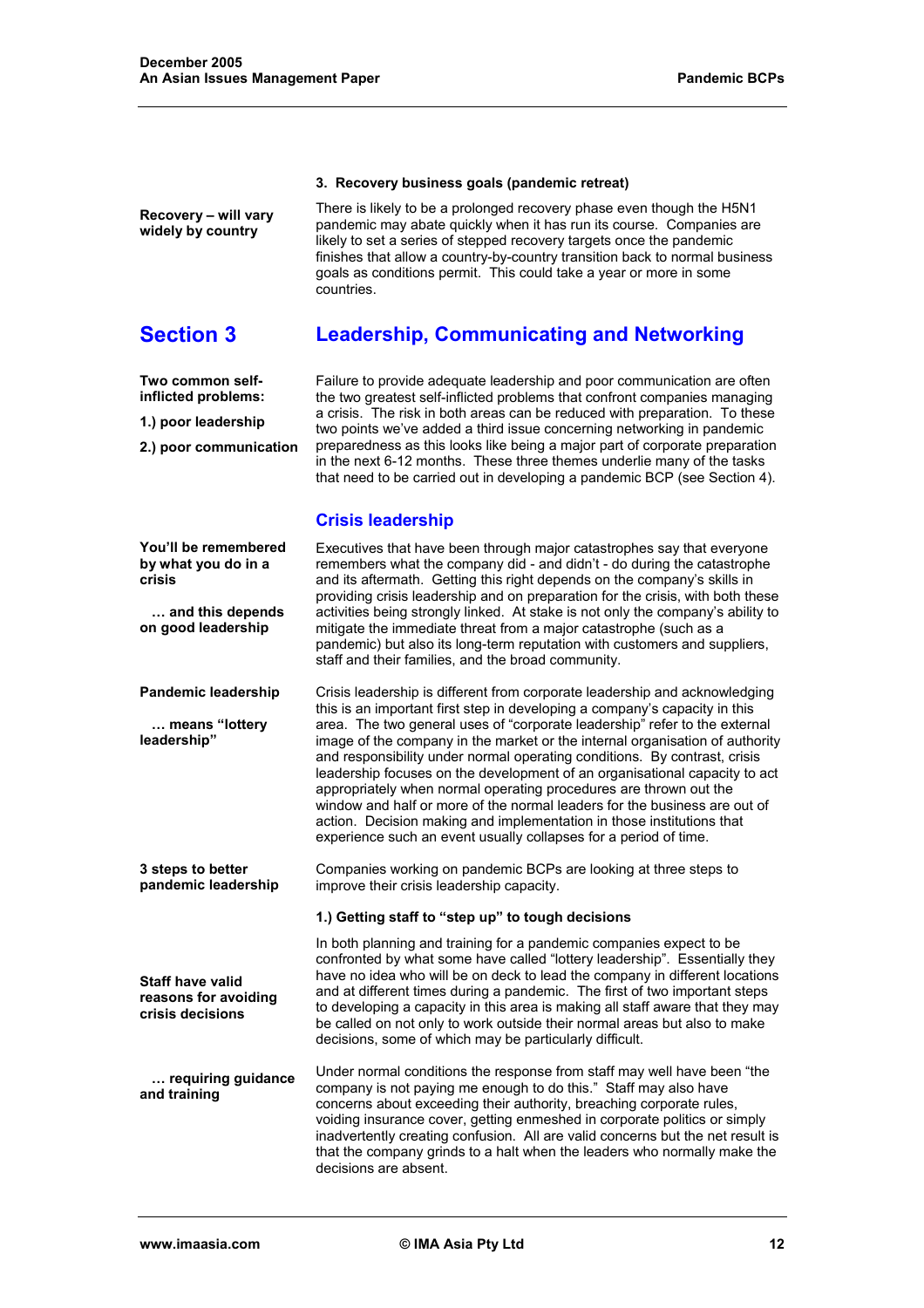### 3. Recovery business goals (pandemic retreat)

**Recovery – will vary widely by country**

There is likely to be a prolonged recovery phase even though the H5N1 pandemic may abate quickly when it has run its course. Companies are likely to set a series of stepped recovery targets once the pandemic finishes that allow a country-by-country transition back to normal business goals as conditions permit. This could take a year or more in some countries.

# Section 3 Leadership, Communicating and Networking

**Two common self-inflicted problems:**

**1.) poor leadership**

**2.) poor communication**

Failure to provide adequate leadership and poor communication are often the two greatest self-inflicted problems that confront companies managing a crisis. The risk in both areas can be reduced with preparation. To these two points we've added a third issue concerning networking in pandemic preparedness as this looks like being a major part of corporate preparation in the next 6-12 months. These three themes underlie many of the tasks that need to be carried out in developing a pandemic BCP (see Section 4).

## Crisis leadership

**You'll be remembered by what you do in a crisis**

**… and this depends on good leadership**

Executives that have been through major catastrophes say that everyone remembers what the company did - and didn't - do during the catastrophe and its aftermath. Getting this right depends on the company's skills in providing crisis leadership and on preparation for the crisis, with both these activities being strongly linked. At stake is not only the company's ability to mitigate the immediate threat from a major catastrophe (such as a pandemic) but also its long-term reputation with customers and suppliers, staff and their families, and the broad community.

**Pandemic leadership**

**… means "lottery leadership"**

Crisis leadership is different from corporate leadership and acknowledging this is an important first step in developing a company's capacity in this area. The two general uses of "corporate leadership" refer to the external image of the company in the market or the internal organisation of authority and responsibility under normal operating conditions. By contrast, crisis leadership focuses on the development of an organisational capacity to act appropriately when normal operating procedures are thrown out the window and half or more of the normal leaders for the business are out of action. Decision making and implementation in those institutions that experience such an event usually collapses for a period of time.

**3 steps to better pandemic leadership**

Companies working on pandemic BCPs are looking at three steps to improve their crisis leadership capacity.

### 1.) Getting staff to "step up" to tough decisions

**Staff have valid reasons for avoiding crisis decisions**

In both planning and training for a pandemic companies expect to be confronted by what some have called "lottery leadership". Essentially they have no idea who will be on deck to lead the company in different locations and at different times during a pandemic. The first of two important steps to developing a capacity in this area is making all staff aware that they may be called on not only to work outside their normal areas but also to make decisions, some of which may be particularly difficult.

**… requiring guidance and training**

Under normal conditions the response from staff may well have been "the company is not paying me enough to do this." Staff may also have concerns about exceeding their authority, breaching corporate rules, voiding insurance cover, getting enmeshed in corporate politics or simply inadvertently creating confusion. All are valid concerns but the net result is that the company grinds to a halt when the leaders who normally make the decisions are absent.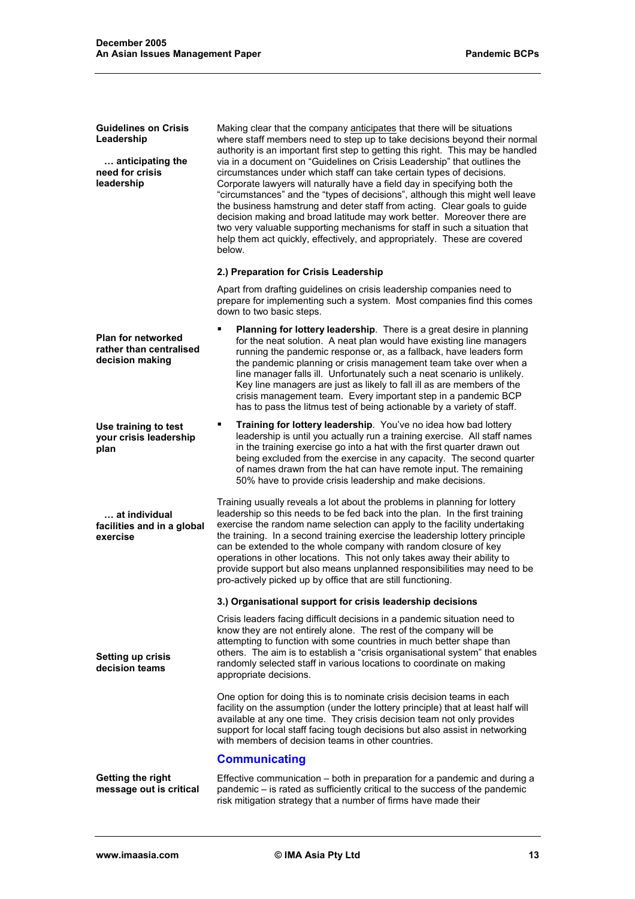**Guidelines on Crisis Leadership**

**… anticipating the need for crisis leadership**

Making clear that the company anticipates that there will be situations where staff members need to step up to take decisions beyond their normal authority is an important first step to getting this right. This may be handled via in a document on "Guidelines on Crisis Leadership" that outlines the circumstances under which staff can take certain types of decisions. Corporate lawyers will naturally have a field day in specifying both the "circumstances" and the "types of decisions", although this might well leave the business hamstrung and deter staff from acting. Clear goals to guide decision making and broad latitude may work better. Moreover there are two very valuable supporting mechanisms for staff in such a situation that help them act quickly, effectively, and appropriately. These are covered below.

#### 2.) Preparation for Crisis Leadership

Apart from drafting guidelines on crisis leadership companies need to prepare for implementing such a system. Most companies find this comes down to two basic steps.

**Plan for networked rather than centralised decision making**

- **Planning for lottery leadership**. There is a great desire in planning for the neat solution. A neat plan would have existing line managers running the pandemic response or, as a fallback, have leaders form the pandemic planning or crisis management team take over when a line manager falls ill. Unfortunately such a neat scenario is unlikely. Key line managers are just as likely to fall ill as are members of the crisis management team. Every important step in a pandemic BCP has to pass the litmus test of being actionable by a variety of staff.

**Use training to test your crisis leadership plan**

- **Training for lottery leadership**. You've no idea how bad lottery leadership is until you actually run a training exercise. All staff names in the training exercise go into a hat with the first quarter drawn out being excluded from the exercise in any capacity. The second quarter of names drawn from the hat can have remote input. The remaining 50% have to provide crisis leadership and make decisions.

**… at individual facilities and in a global exercise**

Training usually reveals a lot about the problems in planning for lottery leadership so this needs to be fed back into the plan. In the first training exercise the random name selection can apply to the facility undertaking the training. In a second training exercise the leadership lottery principle can be extended to the whole company with random closure of key operations in other locations. This not only takes away their ability to provide support but also means unplanned responsibilities may need to be pro-actively picked up by office that are still functioning.

#### 3.) Organisational support for crisis leadership decisions

**Setting up crisis decision teams**

Crisis leaders facing difficult decisions in a pandemic situation need to know they are not entirely alone. The rest of the company will be attempting to function with some countries in much better shape than others. The aim is to establish a "crisis organisational system" that enables randomly selected staff in various locations to coordinate on making appropriate decisions.

One option for doing this is to nominate crisis decision teams in each facility on the assumption (under the lottery principle) that at least half will available at any one time. They crisis decision team not only provides support for local staff facing tough decisions but also assist in networking with members of decision teams in other countries.

## Communicating

**Getting the right message out is critical**

Effective communication – both in preparation for a pandemic and during a pandemic – is rated as sufficiently critical to the success of the pandemic risk mitigation strategy that a number of firms have made their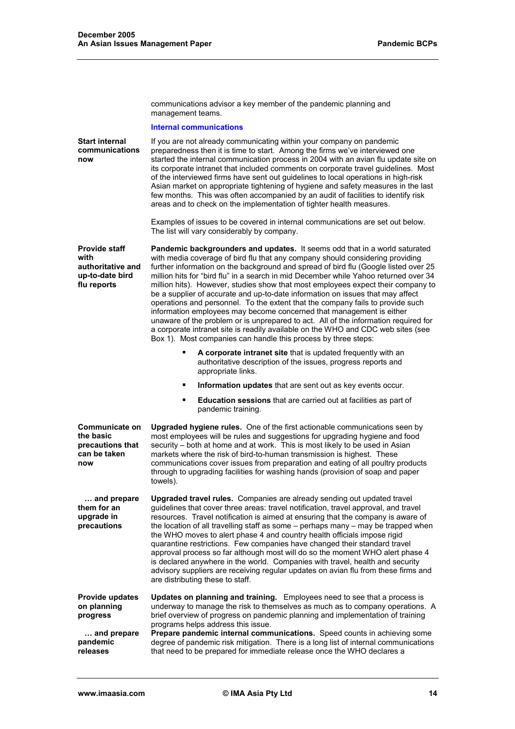communications advisor a key member of the pandemic planning and management teams.

### Internal communications

**Start internal communications now**

If you are not already communicating within your company on pandemic preparedness then it is time to start. Among the firms we've interviewed one started the internal communication process in 2004 with an avian flu update site on its corporate intranet that included comments on corporate travel guidelines. Most of the interviewed firms have sent out guidelines to local operations in high-risk Asian market on appropriate tightening of hygiene and safety measures in the last few months. This was often accompanied by an audit of facilities to identify risk areas and to check on the implementation of tighter health measures.

Examples of issues to be covered in internal communications are set out below. The list will vary considerably by company.

**Provide staff with authoritative and up-to-date bird flu reports**

**Pandemic backgrounders and updates.** It seems odd that in a world saturated with media coverage of bird flu that any company should considering providing further information on the background and spread of bird flu (Google listed over 25 million hits for "bird flu" in a search in mid December while Yahoo returned over 34 million hits). However, studies show that most employees expect their company to be a supplier of accurate and up-to-date information on issues that may affect operations and personnel. To the extent that the company fails to provide such information employees may become concerned that management is either unaware of the problem or is unprepared to act. All of the information required for a corporate intranet site is readily available on the WHO and CDC web sites (see Box 1). Most companies can handle this process by three steps:

- **A corporate intranet site** that is updated frequently with an authoritative description of the issues, progress reports and appropriate links.
- **Information updates** that are sent out as key events occur.
- **Education sessions** that are carried out at facilities as part of pandemic training.

**Communicate on the basic precautions that can be taken now**

**Upgraded hygiene rules.** One of the first actionable communications seen by most employees will be rules and suggestions for upgrading hygiene and food security – both at home and at work. This is most likely to be used in Asian markets where the risk of bird-to-human transmission is highest. These communications cover issues from preparation and eating of all poultry products through to upgrading facilities for washing hands (provision of soap and paper towels).

**… and prepare them for an upgrade in precautions**

**Upgraded travel rules.** Companies are already sending out updated travel guidelines that cover three areas: travel notification, travel approval, and travel resources. Travel notification is aimed at ensuring that the company is aware of the location of all travelling staff as some – perhaps many – may be trapped when the WHO moves to alert phase 4 and country health officials impose rigid quarantine restrictions. Few companies have changed their standard travel approval process so far although most will do so the moment WHO alert phase 4 is declared anywhere in the world. Companies with travel, health and security advisory suppliers are receiving regular updates on avian flu from these firms and are distributing these to staff.

**Provide updates on planning progress**

**Updates on planning and training.** Employees need to see that a process is underway to manage the risk to themselves as much as to company operations. A brief overview of progress on pandemic planning and implementation of training programs helps address this issue.

**… and prepare pandemic releases**

**Prepare pandemic internal communications.** Speed counts in achieving some degree of pandemic risk mitigation. There is a long list of internal communications that need to be prepared for immediate release once the WHO declares a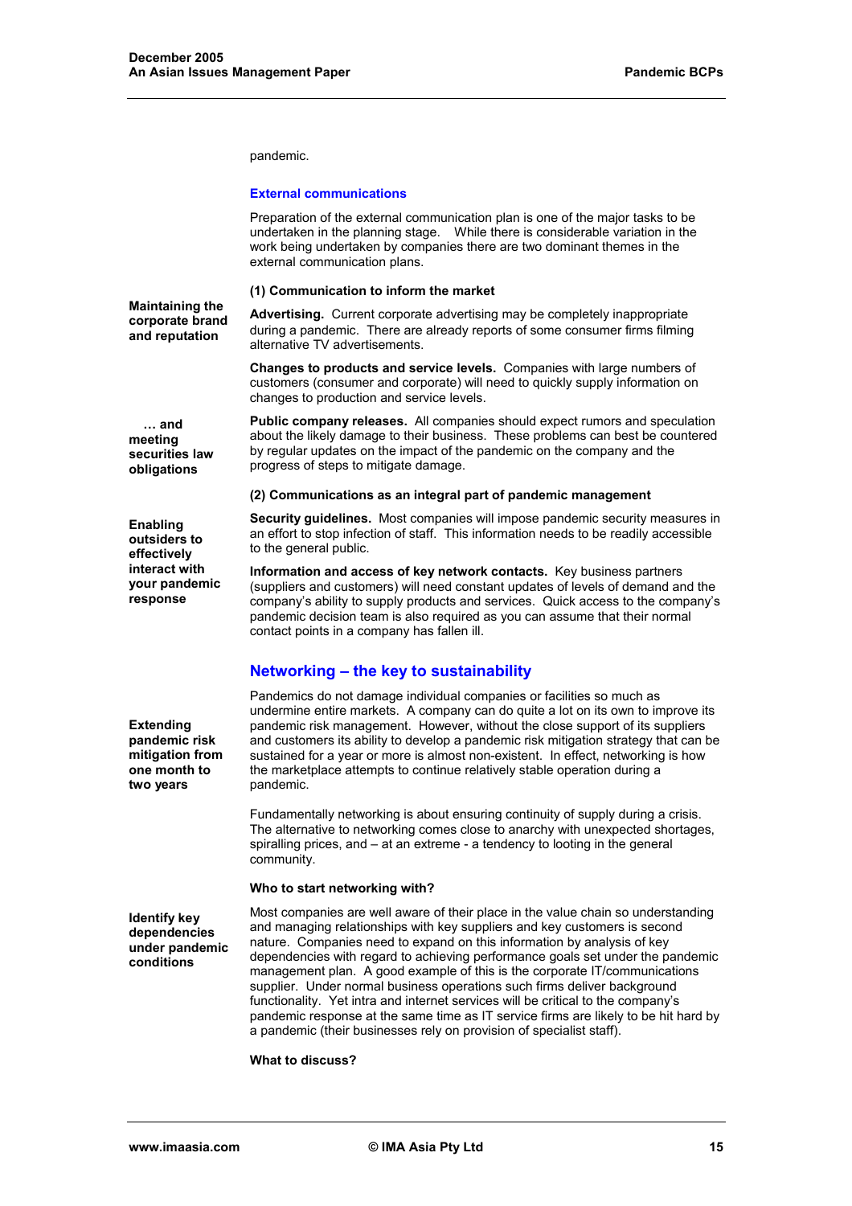pandemic.

### External communications

Preparation of the external communication plan is one of the major tasks to be undertaken in the planning stage. While there is considerable variation in the work being undertaken by companies there are two dominant themes in the external communication plans.

**(1) Communication to inform the market**

**Maintaining the corporate brand and reputation**

**Advertising.** Current corporate advertising may be completely inappropriate during a pandemic. There are already reports of some consumer firms filming alternative TV advertisements.

**Changes to products and service levels.** Companies with large numbers of customers (consumer and corporate) will need to quickly supply information on changes to production and service levels.

**… and meeting securities law obligations**

**Public company releases.** All companies should expect rumors and speculation about the likely damage to their business. These problems can best be countered by regular updates on the impact of the pandemic on the company and the progress of steps to mitigate damage.

**(2) Communications as an integral part of pandemic management**

**Enabling outsiders to effectively interact with your pandemic response**

**Security guidelines.** Most companies will impose pandemic security measures in an effort to stop infection of staff. This information needs to be readily accessible to the general public.

**Information and access of key network contacts.** Key business partners (suppliers and customers) will need constant updates of levels of demand and the company's ability to supply products and services. Quick access to the company's pandemic decision team is also required as you can assume that their normal contact points in a company has fallen ill.

## Networking – the key to sustainability

**Extending pandemic risk mitigation from one month to two years**

Pandemics do not damage individual companies or facilities so much as undermine entire markets. A company can do quite a lot on its own to improve its pandemic risk management. However, without the close support of its suppliers and customers its ability to develop a pandemic risk mitigation strategy that can be sustained for a year or more is almost non-existent. In effect, networking is how the marketplace attempts to continue relatively stable operation during a pandemic.

Fundamentally networking is about ensuring continuity of supply during a crisis. The alternative to networking comes close to anarchy with unexpected shortages, spiralling prices, and – at an extreme - a tendency to looting in the general community.

**Who to start networking with?**

**Identify key dependencies under pandemic conditions**

Most companies are well aware of their place in the value chain so understanding and managing relationships with key suppliers and key customers is second nature. Companies need to expand on this information by analysis of key dependencies with regard to achieving performance goals set under the pandemic management plan. A good example of this is the corporate IT/communications supplier. Under normal business operations such firms deliver background functionality. Yet intra and internet services will be critical to the company's pandemic response at the same time as IT service firms are likely to be hit hard by a pandemic (their businesses rely on provision of specialist staff).

**What to discuss?**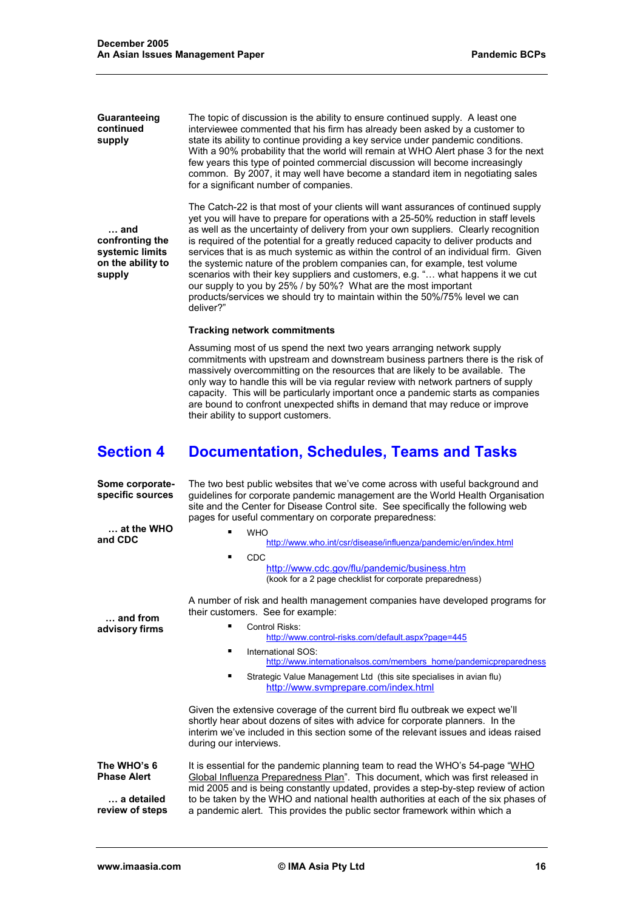**Guaranteeing continued supply**

The topic of discussion is the ability to ensure continued supply. A least one interviewee commented that his firm has already been asked by a customer to state its ability to continue providing a key service under pandemic conditions. With a 90% probability that the world will remain at WHO Alert phase 3 for the next few years this type of pointed commercial discussion will become increasingly common. By 2007, it may well have become a standard item in negotiating sales for a significant number of companies.

**… and confronting the systemic limits on the ability to supply**

The Catch-22 is that most of your clients will want assurances of continued supply yet you will have to prepare for operations with a 25-50% reduction in staff levels as well as the uncertainty of delivery from your own suppliers. Clearly recognition is required of the potential for a greatly reduced capacity to deliver products and services that is as much systemic as within the control of an individual firm. Given the systemic nature of the problem companies can, for example, test volume scenarios with their key suppliers and customers, e.g. "… what happens it we cut our supply to you by 25% / by 50%? What are the most important products/services we should try to maintain within the 50%/75% level we can deliver?"

**Tracking network commitments**

Assuming most of us spend the next two years arranging network supply commitments with upstream and downstream business partners there is the risk of massively overcommitting on the resources that are likely to be available. The only way to handle this will be via regular review with network partners of supply capacity. This will be particularly important once a pandemic starts as companies are bound to confront unexpected shifts in demand that may reduce or improve their ability to support customers.

# Section 4 Documentation, Schedules, Teams and Tasks

**Some corporate-specific sources**

**… at the WHO and CDC**

The two best public websites that we've come across with useful background and guidelines for corporate pandemic management are the World Health Organisation site and the Center for Disease Control site. See specifically the following web pages for useful commentary on corporate preparedness:

- WHO
  http://www.who.int/csr/disease/influenza/pandemic/en/index.html
- CDC
  http://www.cdc.gov/flu/pandemic/business.htm
  (kook for a 2 page checklist for corporate preparedness)

**… and from advisory firms**

A number of risk and health management companies have developed programs for their customers. See for example:

- Control Risks:
  http://www.control-risks.com/default.aspx?page=445
- International SOS:
  http://www.internationalsos.com/members_home/pandemicpreparedness
- Strategic Value Management Ltd (this site specialises in avian flu)
  http://www.svmprepare.com/index.html

Given the extensive coverage of the current bird flu outbreak we expect we'll shortly hear about dozens of sites with advice for corporate planners. In the interim we've included in this section some of the relevant issues and ideas raised during our interviews.

**The WHO's 6 Phase Alert**

**… a detailed review of steps**

It is essential for the pandemic planning team to read the WHO's 54-page "WHO Global Influenza Preparedness Plan". This document, which was first released in mid 2005 and is being constantly updated, provides a step-by-step review of action to be taken by the WHO and national health authorities at each of the six phases of a pandemic alert. This provides the public sector framework within which a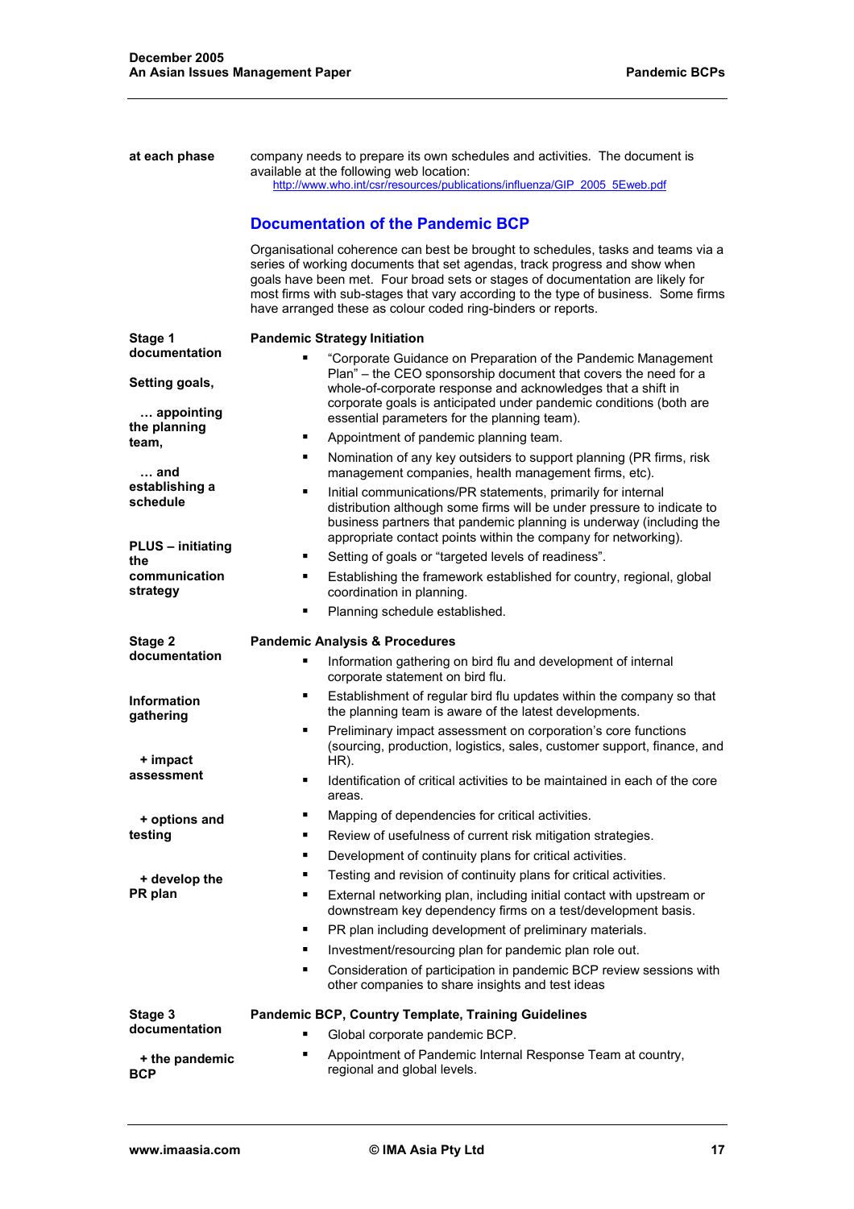**at each phase**

company needs to prepare its own schedules and activities. The document is available at the following web location:
http://www.who.int/csr/resources/publications/influenza/GIP_2005_5Eweb.pdf

## Documentation of the Pandemic BCP

Organisational coherence can best be brought to schedules, tasks and teams via a series of working documents that set agendas, track progress and show when goals have been met. Four broad sets or stages of documentation are likely for most firms with sub-stages that vary according to the type of business. Some firms have arranged these as colour coded ring-binders or reports.

**Stage 1 documentation**

**Setting goals,**

**… appointing the planning team,**

**… and establishing a schedule**

**PLUS – initiating the communication strategy**

**Pandemic Strategy Initiation**

- "Corporate Guidance on Preparation of the Pandemic Management Plan" – the CEO sponsorship document that covers the need for a whole-of-corporate response and acknowledges that a shift in corporate goals is anticipated under pandemic conditions (both are essential parameters for the planning team).
- Appointment of pandemic planning team.
- Nomination of any key outsiders to support planning (PR firms, risk management companies, health management firms, etc).
- Initial communications/PR statements, primarily for internal distribution although some firms will be under pressure to indicate to business partners that pandemic planning is underway (including the appropriate contact points within the company for networking).
- Setting of goals or "targeted levels of readiness".
- Establishing the framework established for country, regional, global coordination in planning.
- Planning schedule established.

**Stage 2 documentation**

**Information gathering**

**+ impact assessment**

**+ options and testing**

**+ develop the PR plan**

**Pandemic Analysis & Procedures**

- Information gathering on bird flu and development of internal corporate statement on bird flu.
- Establishment of regular bird flu updates within the company so that the planning team is aware of the latest developments.
- Preliminary impact assessment on corporation's core functions (sourcing, production, logistics, sales, customer support, finance, and HR).
- Identification of critical activities to be maintained in each of the core areas.
- Mapping of dependencies for critical activities.
- Review of usefulness of current risk mitigation strategies.
- Development of continuity plans for critical activities.
- Testing and revision of continuity plans for critical activities.
- External networking plan, including initial contact with upstream or downstream key dependency firms on a test/development basis.
- PR plan including development of preliminary materials.
- Investment/resourcing plan for pandemic plan role out.
- Consideration of participation in pandemic BCP review sessions with other companies to share insights and test ideas

**Stage 3 documentation**

**+ the pandemic BCP**

**Pandemic BCP, Country Template, Training Guidelines**

- Global corporate pandemic BCP.
- Appointment of Pandemic Internal Response Team at country, regional and global levels.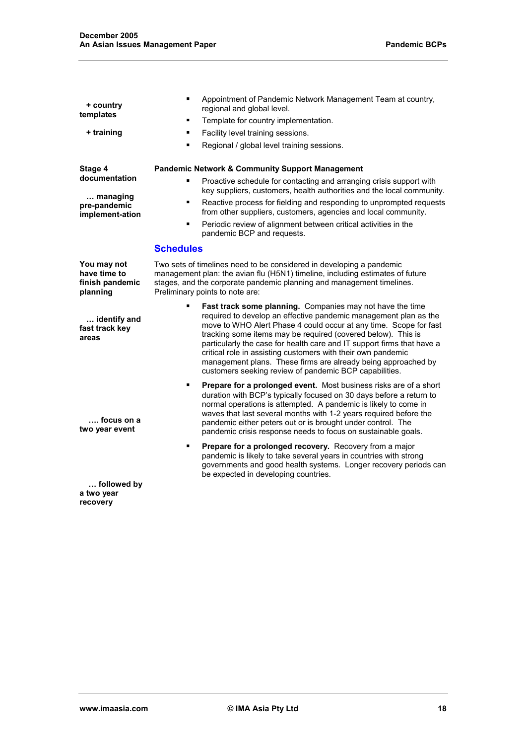**+ country templates**

**+ training**

- Appointment of Pandemic Network Management Team at country, regional and global level.
- Template for country implementation.
- Facility level training sessions.
- Regional / global level training sessions.

**Stage 4 documentation**

**… managing pre-pandemic implement-ation**

**Pandemic Network & Community Support Management**

- Proactive schedule for contacting and arranging crisis support with key suppliers, customers, health authorities and the local community.
- Reactive process for fielding and responding to unprompted requests from other suppliers, customers, agencies and local community.
- Periodic review of alignment between critical activities in the pandemic BCP and requests.

## Schedules

**You may not have time to finish pandemic planning**

Two sets of timelines need to be considered in developing a pandemic management plan: the avian flu (H5N1) timeline, including estimates of future stages, and the corporate pandemic planning and management timelines. Preliminary points to note are:

**… identify and fast track key areas**

- **Fast track some planning.** Companies may not have the time required to develop an effective pandemic management plan as the move to WHO Alert Phase 4 could occur at any time. Scope for fast tracking some items may be required (covered below). This is particularly the case for health care and IT support firms that have a critical role in assisting customers with their own pandemic management plans. These firms are already being approached by customers seeking review of pandemic BCP capabilities.

**…. focus on a two year event**

- **Prepare for a prolonged event.** Most business risks are of a short duration with BCP's typically focused on 30 days before a return to normal operations is attempted. A pandemic is likely to come in waves that last several months with 1-2 years required before the pandemic either peters out or is brought under control. The pandemic crisis response needs to focus on sustainable goals.

**… followed by a two year recovery**

- **Prepare for a prolonged recovery.** Recovery from a major pandemic is likely to take several years in countries with strong governments and good health systems. Longer recovery periods can be expected in developing countries.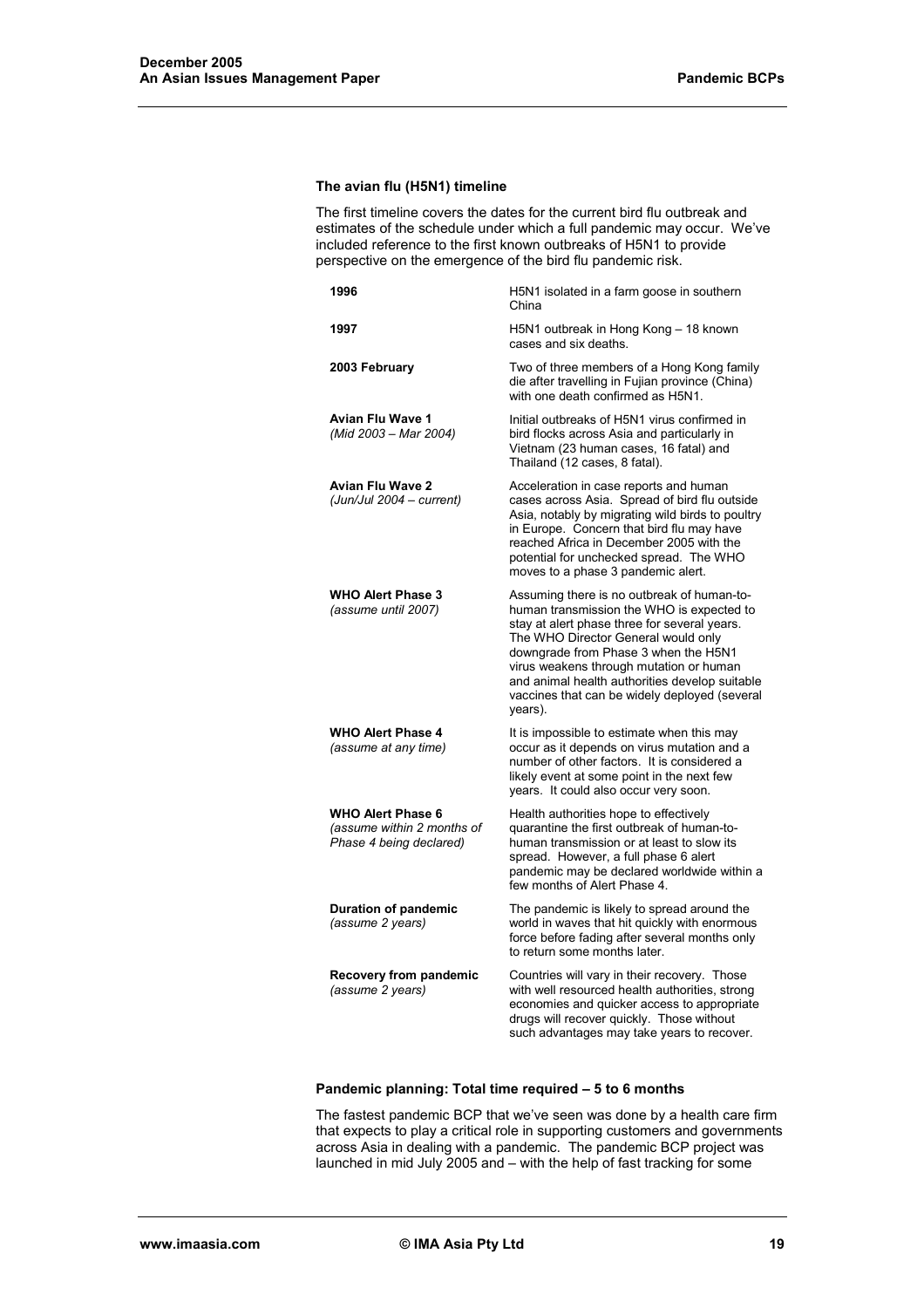### The avian flu (H5N1) timeline

The first timeline covers the dates for the current bird flu outbreak and estimates of the schedule under which a full pandemic may occur. We've included reference to the first known outbreaks of H5N1 to provide perspective on the emergence of the bird flu pandemic risk.

| | |
|---|---|
| **1996** | H5N1 isolated in a farm goose in southern China |
| **1997** | H5N1 outbreak in Hong Kong – 18 known cases and six deaths. |
| **2003 February** | Two of three members of a Hong Kong family die after travelling in Fujian province (China) with one death confirmed as H5N1. |
| **Avian Flu Wave 1** *(Mid 2003 – Mar 2004)* | Initial outbreaks of H5N1 virus confirmed in bird flocks across Asia and particularly in Vietnam (23 human cases, 16 fatal) and Thailand (12 cases, 8 fatal). |
| **Avian Flu Wave 2** *(Jun/Jul 2004 – current)* | Acceleration in case reports and human cases across Asia. Spread of bird flu outside Asia, notably by migrating wild birds to poultry in Europe. Concern that bird flu may have reached Africa in December 2005 with the potential for unchecked spread. The WHO moves to a phase 3 pandemic alert. |
| **WHO Alert Phase 3** *(assume until 2007)* | Assuming there is no outbreak of human-to-human transmission the WHO is expected to stay at alert phase three for several years. The WHO Director General would only downgrade from Phase 3 when the H5N1 virus weakens through mutation or human and animal health authorities develop suitable vaccines that can be widely deployed (several years). |
| **WHO Alert Phase 4** *(assume at any time)* | It is impossible to estimate when this may occur as it depends on virus mutation and a number of other factors. It is considered a likely event at some point in the next few years. It could also occur very soon. |
| **WHO Alert Phase 6** *(assume within 2 months of Phase 4 being declared)* | Health authorities hope to effectively quarantine the first outbreak of human-to-human transmission or at least to slow its spread. However, a full phase 6 alert pandemic may be declared worldwide within a few months of Alert Phase 4. |
| **Duration of pandemic** *(assume 2 years)* | The pandemic is likely to spread around the world in waves that hit quickly with enormous force before fading after several months only to return some months later. |
| **Recovery from pandemic** *(assume 2 years)* | Countries will vary in their recovery. Those with well resourced health authorities, strong economies and quicker access to appropriate drugs will recover quickly. Those without such advantages may take years to recover. |

### Pandemic planning: Total time required – 5 to 6 months

The fastest pandemic BCP that we've seen was done by a health care firm that expects to play a critical role in supporting customers and governments across Asia in dealing with a pandemic. The pandemic BCP project was launched in mid July 2005 and – with the help of fast tracking for some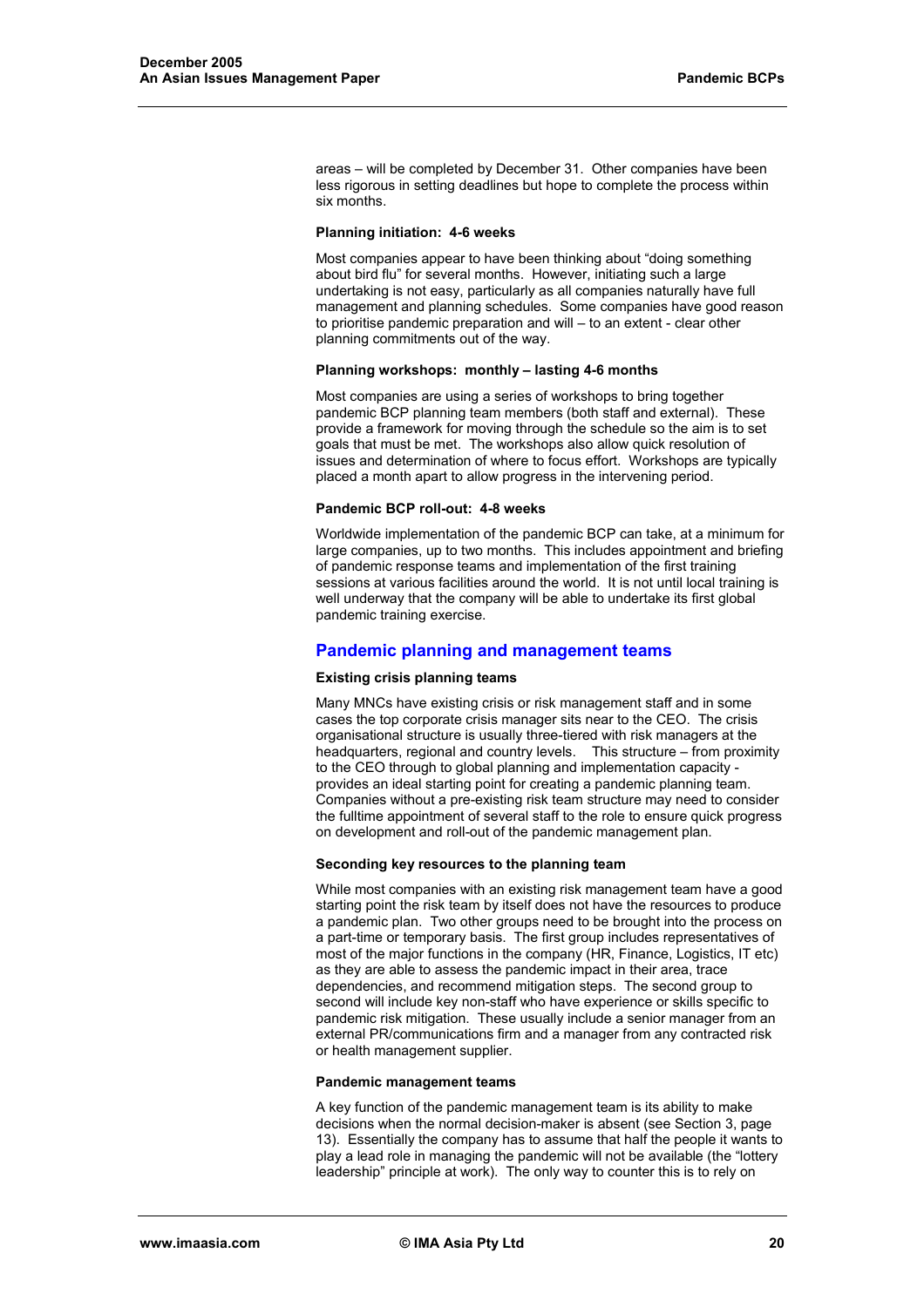areas – will be completed by December 31. Other companies have been less rigorous in setting deadlines but hope to complete the process within six months.

**Planning initiation: 4-6 weeks**

Most companies appear to have been thinking about "doing something about bird flu" for several months. However, initiating such a large undertaking is not easy, particularly as all companies naturally have full management and planning schedules. Some companies have good reason to prioritise pandemic preparation and will – to an extent - clear other planning commitments out of the way.

**Planning workshops: monthly – lasting 4-6 months**

Most companies are using a series of workshops to bring together pandemic BCP planning team members (both staff and external). These provide a framework for moving through the schedule so the aim is to set goals that must be met. The workshops also allow quick resolution of issues and determination of where to focus effort. Workshops are typically placed a month apart to allow progress in the intervening period.

**Pandemic BCP roll-out: 4-8 weeks**

Worldwide implementation of the pandemic BCP can take, at a minimum for large companies, up to two months. This includes appointment and briefing of pandemic response teams and implementation of the first training sessions at various facilities around the world. It is not until local training is well underway that the company will be able to undertake its first global pandemic training exercise.

## Pandemic planning and management teams

**Existing crisis planning teams**

Many MNCs have existing crisis or risk management staff and in some cases the top corporate crisis manager sits near to the CEO. The crisis organisational structure is usually three-tiered with risk managers at the headquarters, regional and country levels. This structure – from proximity to the CEO through to global planning and implementation capacity - provides an ideal starting point for creating a pandemic planning team. Companies without a pre-existing risk team structure may need to consider the fulltime appointment of several staff to the role to ensure quick progress on development and roll-out of the pandemic management plan.

**Seconding key resources to the planning team**

While most companies with an existing risk management team have a good starting point the risk team by itself does not have the resources to produce a pandemic plan. Two other groups need to be brought into the process on a part-time or temporary basis. The first group includes representatives of most of the major functions in the company (HR, Finance, Logistics, IT etc) as they are able to assess the pandemic impact in their area, trace dependencies, and recommend mitigation steps. The second group to second will include key non-staff who have experience or skills specific to pandemic risk mitigation. These usually include a senior manager from an external PR/communications firm and a manager from any contracted risk or health management supplier.

**Pandemic management teams**

A key function of the pandemic management team is its ability to make decisions when the normal decision-maker is absent (see Section 3, page 13). Essentially the company has to assume that half the people it wants to play a lead role in managing the pandemic will not be available (the "lottery leadership" principle at work). The only way to counter this is to rely on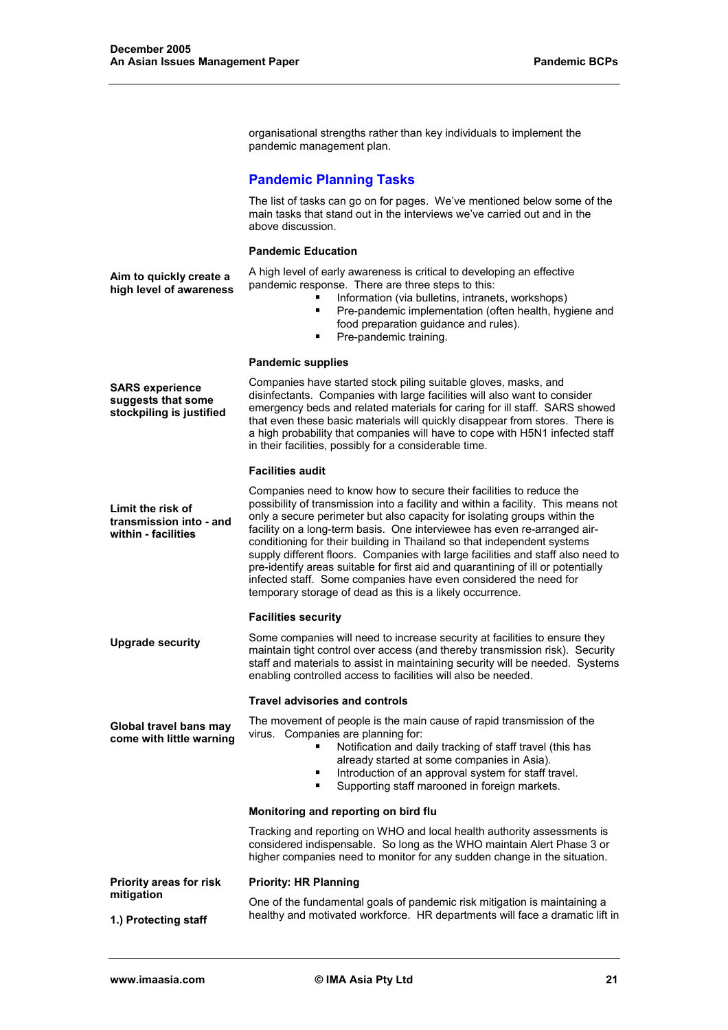organisational strengths rather than key individuals to implement the pandemic management plan.

## Pandemic Planning Tasks

The list of tasks can go on for pages. We've mentioned below some of the main tasks that stand out in the interviews we've carried out and in the above discussion.

### Pandemic Education

**Aim to quickly create a high level of awareness**

A high level of early awareness is critical to developing an effective pandemic response. There are three steps to this:

- Information (via bulletins, intranets, workshops)
- Pre-pandemic implementation (often health, hygiene and food preparation guidance and rules).
- Pre-pandemic training.

### Pandemic supplies

**SARS experience suggests that some stockpiling is justified**

Companies have started stock piling suitable gloves, masks, and disinfectants. Companies with large facilities will also want to consider emergency beds and related materials for caring for ill staff. SARS showed that even these basic materials will quickly disappear from stores. There is a high probability that companies will have to cope with H5N1 infected staff in their facilities, possibly for a considerable time.

### Facilities audit

**Limit the risk of transmission into - and within - facilities**

Companies need to know how to secure their facilities to reduce the possibility of transmission into a facility and within a facility. This means not only a secure perimeter but also capacity for isolating groups within the facility on a long-term basis. One interviewee has even re-arranged air-conditioning for their building in Thailand so that independent systems supply different floors. Companies with large facilities and staff also need to pre-identify areas suitable for first aid and quarantining of ill or potentially infected staff. Some companies have even considered the need for temporary storage of dead as this is a likely occurrence.

### Facilities security

**Upgrade security**

Some companies will need to increase security at facilities to ensure they maintain tight control over access (and thereby transmission risk). Security staff and materials to assist in maintaining security will be needed. Systems enabling controlled access to facilities will also be needed.

### Travel advisories and controls

**Global travel bans may come with little warning**

The movement of people is the main cause of rapid transmission of the virus. Companies are planning for:

- Notification and daily tracking of staff travel (this has already started at some companies in Asia).
- Introduction of an approval system for staff travel.
- Supporting staff marooned in foreign markets.

### Monitoring and reporting on bird flu

Tracking and reporting on WHO and local health authority assessments is considered indispensable. So long as the WHO maintain Alert Phase 3 or higher companies need to monitor for any sudden change in the situation.

**Priority areas for risk mitigation**

**1.) Protecting staff**

### Priority: HR Planning

One of the fundamental goals of pandemic risk mitigation is maintaining a healthy and motivated workforce. HR departments will face a dramatic lift in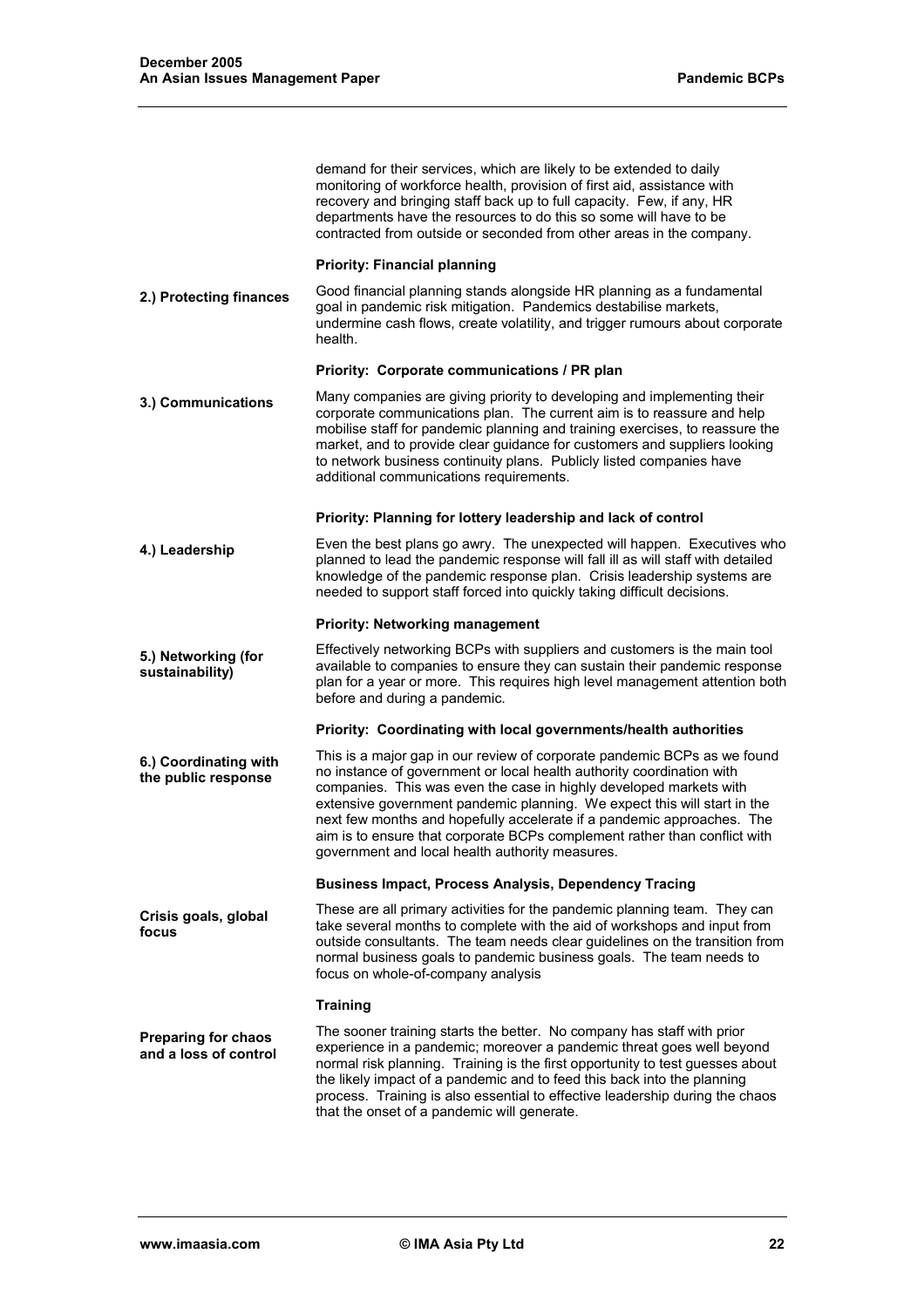demand for their services, which are likely to be extended to daily monitoring of workforce health, provision of first aid, assistance with recovery and bringing staff back up to full capacity. Few, if any, HR departments have the resources to do this so some will have to be contracted from outside or seconded from other areas in the company.

**Priority: Financial planning**

**2.) Protecting finances**

Good financial planning stands alongside HR planning as a fundamental goal in pandemic risk mitigation. Pandemics destabilise markets, undermine cash flows, create volatility, and trigger rumours about corporate health.

**Priority: Corporate communications / PR plan**

**3.) Communications**

Many companies are giving priority to developing and implementing their corporate communications plan. The current aim is to reassure and help mobilise staff for pandemic planning and training exercises, to reassure the market, and to provide clear guidance for customers and suppliers looking to network business continuity plans. Publicly listed companies have additional communications requirements.

**Priority: Planning for lottery leadership and lack of control**

**4.) Leadership**

Even the best plans go awry. The unexpected will happen. Executives who planned to lead the pandemic response will fall ill as will staff with detailed knowledge of the pandemic response plan. Crisis leadership systems are needed to support staff forced into quickly taking difficult decisions.

**Priority: Networking management**

**5.) Networking (for sustainability)**

Effectively networking BCPs with suppliers and customers is the main tool available to companies to ensure they can sustain their pandemic response plan for a year or more. This requires high level management attention both before and during a pandemic.

**Priority: Coordinating with local governments/health authorities**

**6.) Coordinating with the public response**

This is a major gap in our review of corporate pandemic BCPs as we found no instance of government or local health authority coordination with companies. This was even the case in highly developed markets with extensive government pandemic planning. We expect this will start in the next few months and hopefully accelerate if a pandemic approaches. The aim is to ensure that corporate BCPs complement rather than conflict with government and local health authority measures.

**Business Impact, Process Analysis, Dependency Tracing**

**Crisis goals, global focus**

These are all primary activities for the pandemic planning team. They can take several months to complete with the aid of workshops and input from outside consultants. The team needs clear guidelines on the transition from normal business goals to pandemic business goals. The team needs to focus on whole-of-company analysis

**Training**

**Preparing for chaos and a loss of control**

The sooner training starts the better. No company has staff with prior experience in a pandemic; moreover a pandemic threat goes well beyond normal risk planning. Training is the first opportunity to test guesses about the likely impact of a pandemic and to feed this back into the planning process. Training is also essential to effective leadership during the chaos that the onset of a pandemic will generate.